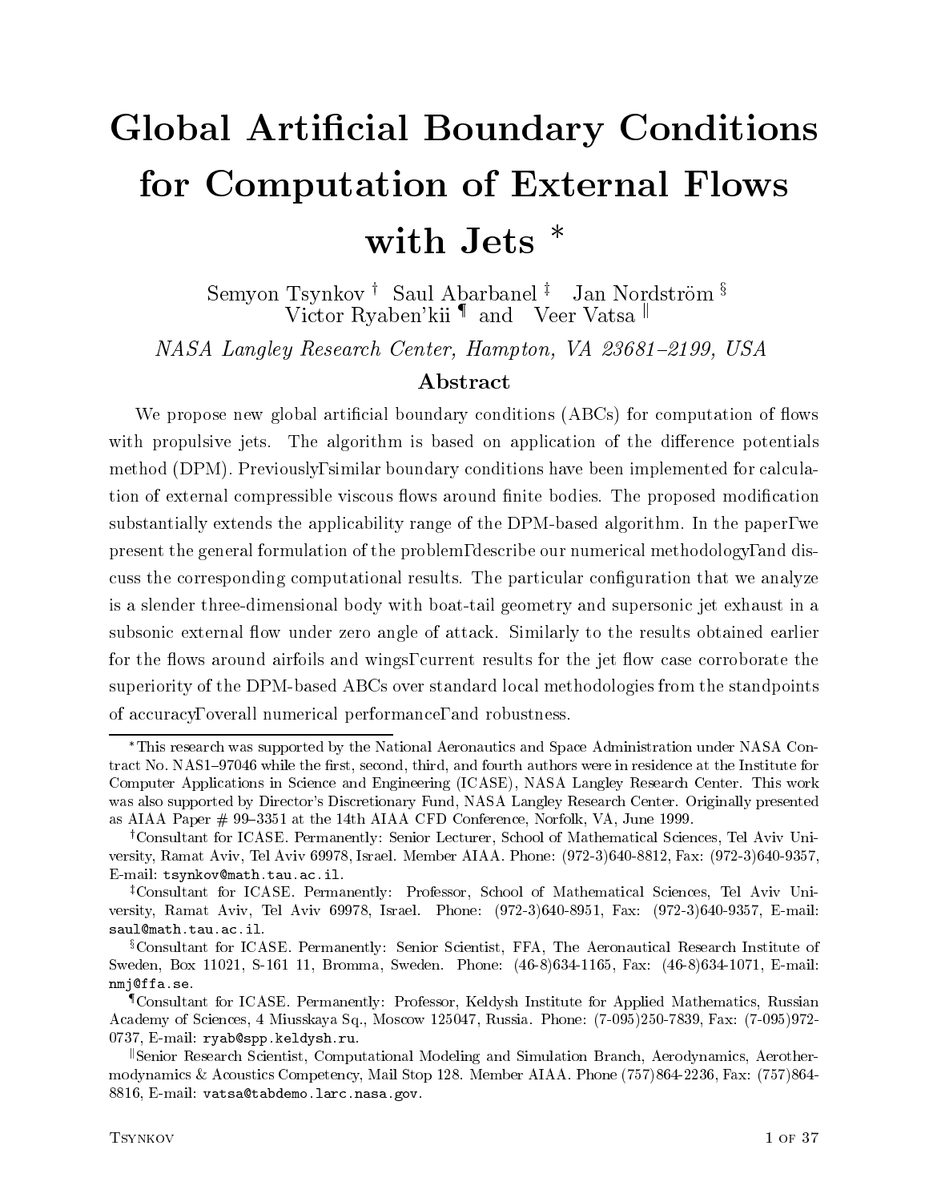# Global Artificial Boundary Conditions for Computation of External Flows with Jets *

Semyon Tsynkov † Saul Abarbanel ‡ Jan Nordström §
Victor Ryaben'kii ¶ and Veer Vatsa ‖

*NASA Langley Research Center, Hampton, VA 23681–2199, USA*

## Abstract

We propose new global artificial boundary conditions (ABCs) for computation of flows with propulsive jets. The algorithm is based on application of the difference potentials method (DPM). Previously, similar boundary conditions have been implemented for calculation of external compressible viscous flows around finite bodies. The proposed modification substantially extends the applicability range of the DPM-based algorithm. In the paper, we present the general formulation of the problem, describe our numerical methodology, and discuss the corresponding computational results. The particular configuration that we analyze is a slender three-dimensional body with boat-tail geometry and supersonic jet exhaust in a subsonic external flow under zero angle of attack. Similarly to the results obtained earlier for the flows around airfoils and wings, current results for the jet flow case corroborate the superiority of the DPM-based ABCs over standard local methodologies from the standpoints of accuracy, overall numerical performance, and robustness.

---

*This research was supported by the National Aeronautics and Space Administration under NASA Contract No. NAS1–97046 while the first, second, third, and fourth authors were in residence at the Institute for Computer Applications in Science and Engineering (ICASE), NASA Langley Research Center. This work was also supported by Director's Discretionary Fund, NASA Langley Research Center. Originally presented as AIAA Paper # 99–3351 at the 14th AIAA CFD Conference, Norfolk, VA, June 1999.

†Consultant for ICASE. Permanently: Senior Lecturer, School of Mathematical Sciences, Tel Aviv University, Ramat Aviv, Tel Aviv 69978, Israel. Member AIAA. Phone: (972-3)640-8812, Fax: (972-3)640-9357, E-mail: tsynkov@math.tau.ac.il.

‡Consultant for ICASE. Permanently: Professor, School of Mathematical Sciences, Tel Aviv University, Ramat Aviv, Tel Aviv 69978, Israel. Phone: (972-3)640-8951, Fax: (972-3)640-9357, E-mail: saul@math.tau.ac.il.

§Consultant for ICASE. Permanently: Senior Scientist, FFA, The Aeronautical Research Institute of Sweden, Box 11021, S-161 11, Bromma, Sweden. Phone: (46-8)634-1165, Fax: (46-8)634-1071, E-mail: nmj@ffa.se.

¶Consultant for ICASE. Permanently: Professor, Keldysh Institute for Applied Mathematics, Russian Academy of Sciences, 4 Miusskaya Sq., Moscow 125047, Russia. Phone: (7-095)250-7839, Fax: (7-095)972-0737, E-mail: ryab@spp.keldysh.ru.

‖Senior Research Scientist, Computational Modeling and Simulation Branch, Aerodynamics, Aerothermodynamics & Acoustics Competency, Mail Stop 128. Member AIAA. Phone (757)864-2236, Fax: (757)864-8816, E-mail: vatsa@tabdemo.larc.nasa.gov.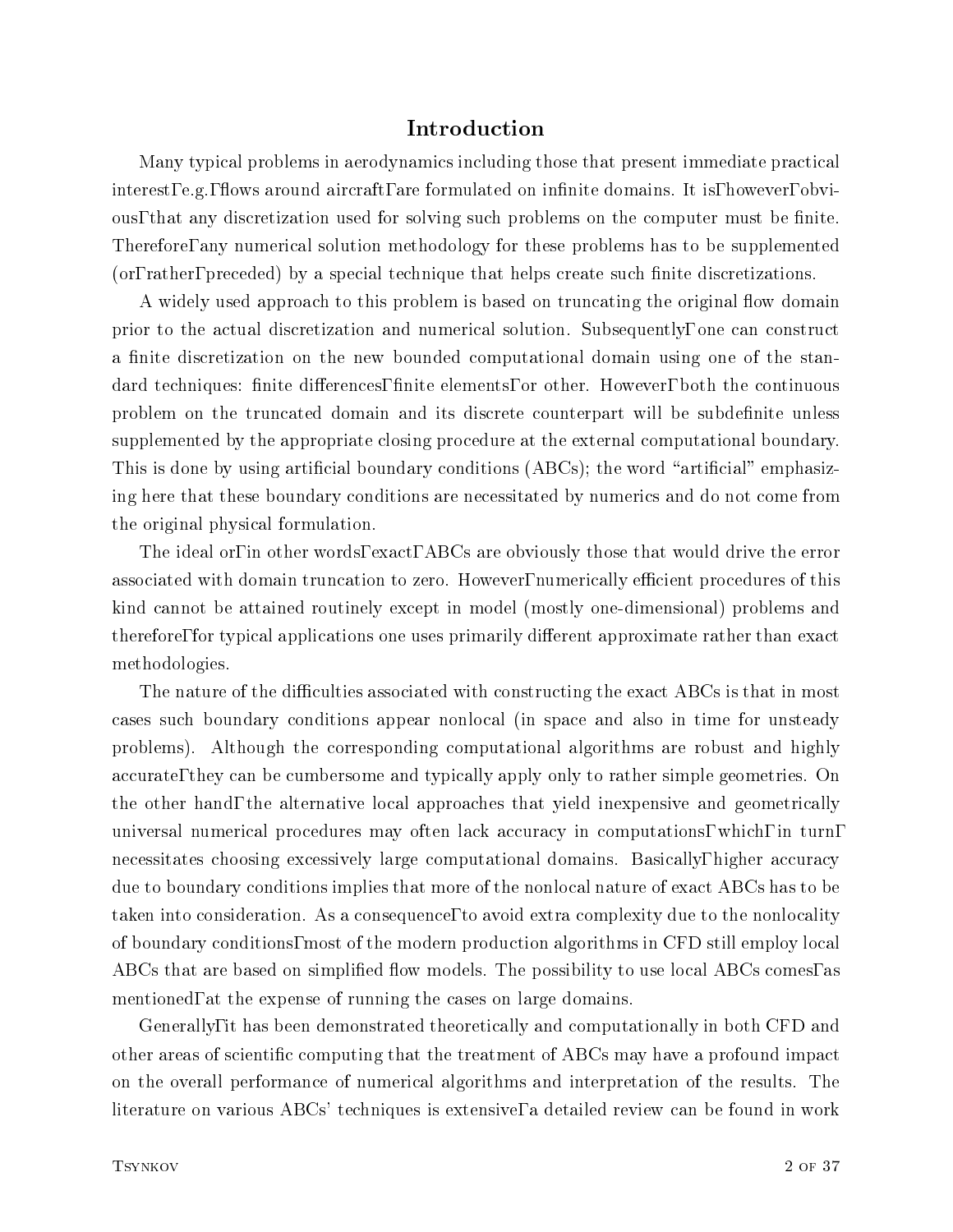## Introduction

Many typical problems in aerodynamics including those that present immediate practical interest, e.g., flows around aircraft, are formulated on infinite domains. It is, however, obvious, that any discretization used for solving such problems on the computer must be finite. Therefore, any numerical solution methodology for these problems has to be supplemented (or, rather, preceded) by a special technique that helps create such finite discretizations.

A widely used approach to this problem is based on truncating the original flow domain prior to the actual discretization and numerical solution. Subsequently, one can construct a finite discretization on the new bounded computational domain using one of the standard techniques: finite differences, finite elements, or other. However, both the continuous problem on the truncated domain and its discrete counterpart will be subdefinite unless supplemented by the appropriate closing procedure at the external computational boundary. This is done by using artificial boundary conditions (ABCs); the word "artificial" emphasizing here that these boundary conditions are necessitated by numerics and do not come from the original physical formulation.

The ideal or, in other words, exact, ABCs are obviously those that would drive the error associated with domain truncation to zero. However, numerically efficient procedures of this kind cannot be attained routinely except in model (mostly one-dimensional) problems and therefore, for typical applications one uses primarily different approximate rather than exact methodologies.

The nature of the difficulties associated with constructing the exact ABCs is that in most cases such boundary conditions appear nonlocal (in space and also in time for unsteady problems). Although the corresponding computational algorithms are robust and highly accurate, they can be cumbersome and typically apply only to rather simple geometries. On the other hand, the alternative local approaches that yield inexpensive and geometrically universal numerical procedures may often lack accuracy in computations, which, in turn, necessitates choosing excessively large computational domains. Basically, higher accuracy due to boundary conditions implies that more of the nonlocal nature of exact ABCs has to be taken into consideration. As a consequence, to avoid extra complexity due to the nonlocality of boundary conditions, most of the modern production algorithms in CFD still employ local ABCs that are based on simplified flow models. The possibility to use local ABCs comes, as mentioned, at the expense of running the cases on large domains.

Generally, it has been demonstrated theoretically and computationally in both CFD and other areas of scientific computing that the treatment of ABCs may have a profound impact on the overall performance of numerical algorithms and interpretation of the results. The literature on various ABCs' techniques is extensive, a detailed review can be found in work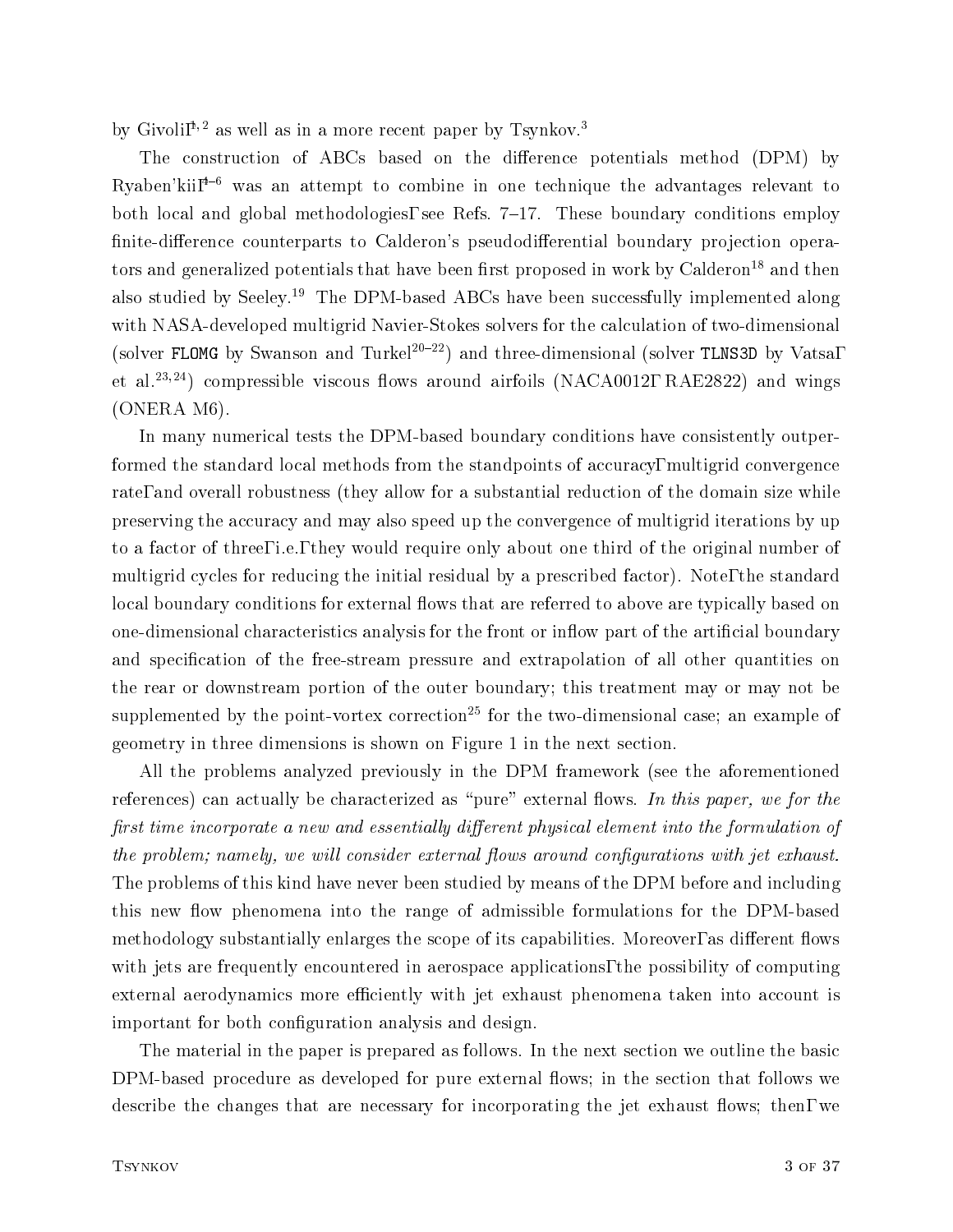by Givoli,[1,2] as well as in a more recent paper by Tsynkov.[3]

The construction of ABCs based on the difference potentials method (DPM) by Ryaben'kii[4–6] was an attempt to combine in one technique the advantages relevant to both local and global methodologies, see Refs. 7–17. These boundary conditions employ finite-difference counterparts to Calderon's pseudodifferential boundary projection operators and generalized potentials that have been first proposed in work by Calderon[18] and then also studied by Seeley.[19] The DPM-based ABCs have been successfully implemented along with NASA-developed multigrid Navier-Stokes solvers for the calculation of two-dimensional (solver `FLOMG` by Swanson and Turkel[20–22]) and three-dimensional (solver `TLNS3D` by Vatsa, et al.[23,24]) compressible viscous flows around airfoils (NACA0012, RAE2822) and wings (ONERA M6).

In many numerical tests the DPM-based boundary conditions have consistently outperformed the standard local methods from the standpoints of accuracy, multigrid convergence rate, and overall robustness (they allow for a substantial reduction of the domain size while preserving the accuracy and may also speed up the convergence of multigrid iterations by up to a factor of three, i.e., they would require only about one third of the original number of multigrid cycles for reducing the initial residual by a prescribed factor). Note, the standard local boundary conditions for external flows that are referred to above are typically based on one-dimensional characteristics analysis for the front or inflow part of the artificial boundary and specification of the free-stream pressure and extrapolation of all other quantities on the rear or downstream portion of the outer boundary; this treatment may or may not be supplemented by the point-vortex correction[25] for the two-dimensional case; an example of geometry in three dimensions is shown on Figure 1 in the next section.

All the problems analyzed previously in the DPM framework (see the aforementioned references) can actually be characterized as "pure" external flows. *In this paper, we for the first time incorporate a new and essentially different physical element into the formulation of the problem; namely, we will consider external flows around configurations with jet exhaust.* The problems of this kind have never been studied by means of the DPM before and including this new flow phenomena into the range of admissible formulations for the DPM-based methodology substantially enlarges the scope of its capabilities. Moreover, as different flows with jets are frequently encountered in aerospace applications, the possibility of computing external aerodynamics more efficiently with jet exhaust phenomena taken into account is important for both configuration analysis and design.

The material in the paper is prepared as follows. In the next section we outline the basic DPM-based procedure as developed for pure external flows; in the section that follows we describe the changes that are necessary for incorporating the jet exhaust flows; then, we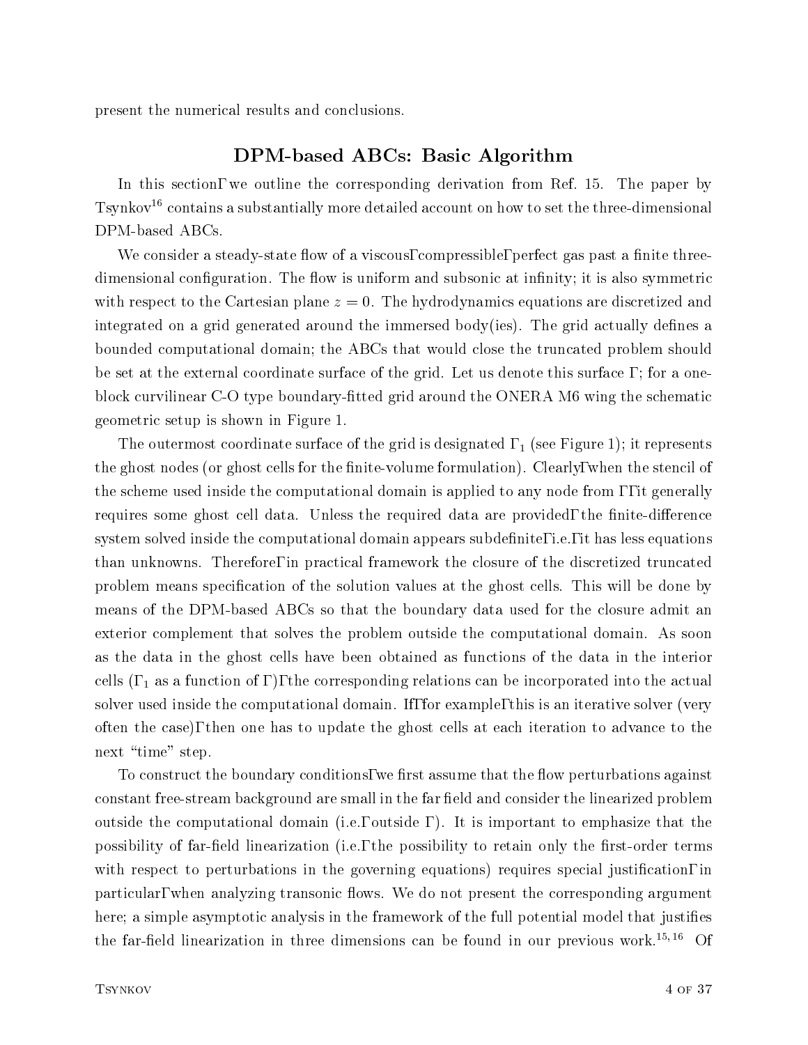present the numerical results and conclusions.

## DPM-based ABCs: Basic Algorithm

In this section, we outline the corresponding derivation from Ref. 15. The paper by Tsynkov[16] contains a substantially more detailed account on how to set the three-dimensional DPM-based ABCs.

We consider a steady-state flow of a viscous, compressible, perfect gas past a finite three-dimensional configuration. The flow is uniform and subsonic at infinity; it is also symmetric with respect to the Cartesian plane $z = 0$. The hydrodynamics equations are discretized and integrated on a grid generated around the immersed body(ies). The grid actually defines a bounded computational domain; the ABCs that would close the truncated problem should be set at the external coordinate surface of the grid. Let us denote this surface $\Gamma$; for a one-block curvilinear C-O type boundary-fitted grid around the ONERA M6 wing the schematic geometric setup is shown in Figure 1.

The outermost coordinate surface of the grid is designated $\Gamma_1$ (see Figure 1); it represents the ghost nodes (or ghost cells for the finite-volume formulation). Clearly, when the stencil of the scheme used inside the computational domain is applied to any node from $\Gamma$, it generally requires some ghost cell data. Unless the required data are provided, the finite-difference system solved inside the computational domain appears subdefinite, i.e., it has less equations than unknowns. Therefore, in practical framework the closure of the discretized truncated problem means specification of the solution values at the ghost cells. This will be done by means of the DPM-based ABCs so that the boundary data used for the closure admit an exterior complement that solves the problem outside the computational domain. As soon as the data in the ghost cells have been obtained as functions of the data in the interior cells ($\Gamma_1$ as a function of $\Gamma$), the corresponding relations can be incorporated into the actual solver used inside the computational domain. If, for example, this is an iterative solver (very often the case), then one has to update the ghost cells at each iteration to advance to the next "time" step.

To construct the boundary conditions, we first assume that the flow perturbations against constant free-stream background are small in the far field and consider the linearized problem outside the computational domain (i.e., outside $\Gamma$). It is important to emphasize that the possibility of far-field linearization (i.e., the possibility to retain only the first-order terms with respect to perturbations in the governing equations) requires special justification, in particular, when analyzing transonic flows. We do not present the corresponding argument here; a simple asymptotic analysis in the framework of the full potential model that justifies the far-field linearization in three dimensions can be found in our previous work.[15,16] Of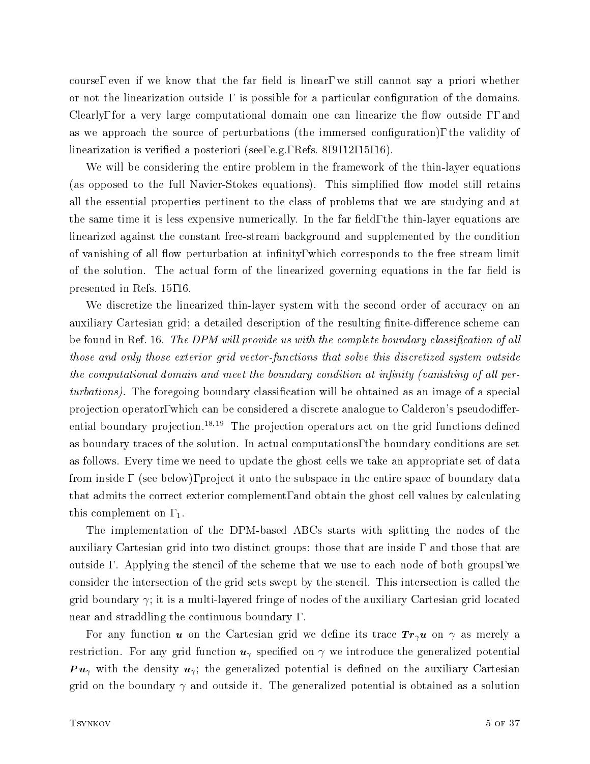course, even if we know that the far field is linear, we still cannot say a priori whether or not the linearization outside $\Gamma$ is possible for a particular configuration of the domains. Clearly, for a very large computational domain one can linearize the flow outside $\Gamma$, and as we approach the source of perturbations (the immersed configuration), the validity of linearization is verified a posteriori (see, e.g., Refs. 8, 9, 12, 15, 16).

We will be considering the entire problem in the framework of the thin-layer equations (as opposed to the full Navier-Stokes equations). This simplified flow model still retains all the essential properties pertinent to the class of problems that we are studying and at the same time it is less expensive numerically. In the far field, the thin-layer equations are linearized against the constant free-stream background and supplemented by the condition of vanishing of all flow perturbation at infinity, which corresponds to the free stream limit of the solution. The actual form of the linearized governing equations in the far field is presented in Refs. 15, 16.

We discretize the linearized thin-layer system with the second order of accuracy on an auxiliary Cartesian grid; a detailed description of the resulting finite-difference scheme can be found in Ref. 16. *The DPM will provide us with the complete boundary classification of all those and only those exterior grid vector-functions that solve this discretized system outside the computational domain and meet the boundary condition at infinity (vanishing of all perturbations).* The foregoing boundary classification will be obtained as an image of a special projection operator, which can be considered a discrete analogue to Calderon's pseudodifferential boundary projection.[18,19] The projection operators act on the grid functions defined as boundary traces of the solution. In actual computations, the boundary conditions are set as follows. Every time we need to update the ghost cells we take an appropriate set of data from inside $\Gamma$ (see below), project it onto the subspace in the entire space of boundary data that admits the correct exterior complement, and obtain the ghost cell values by calculating this complement on $\Gamma_1$.

The implementation of the DPM-based ABCs starts with splitting the nodes of the auxiliary Cartesian grid into two distinct groups: those that are inside $\Gamma$ and those that are outside $\Gamma$. Applying the stencil of the scheme that we use to each node of both groups, we consider the intersection of the grid sets swept by the stencil. This intersection is called the grid boundary $\gamma$; it is a multi-layered fringe of nodes of the auxiliary Cartesian grid located near and straddling the continuous boundary $\Gamma$.

For any function $\boldsymbol{u}$ on the Cartesian grid we define its trace $\boldsymbol{Tr}_\gamma \boldsymbol{u}$ on $\gamma$ as merely a restriction. For any grid function $\boldsymbol{u}_\gamma$ specified on $\gamma$ we introduce the generalized potential $\boldsymbol{P}\boldsymbol{u}_\gamma$ with the density $\boldsymbol{u}_\gamma$; the generalized potential is defined on the auxiliary Cartesian grid on the boundary $\gamma$ and outside it. The generalized potential is obtained as a solution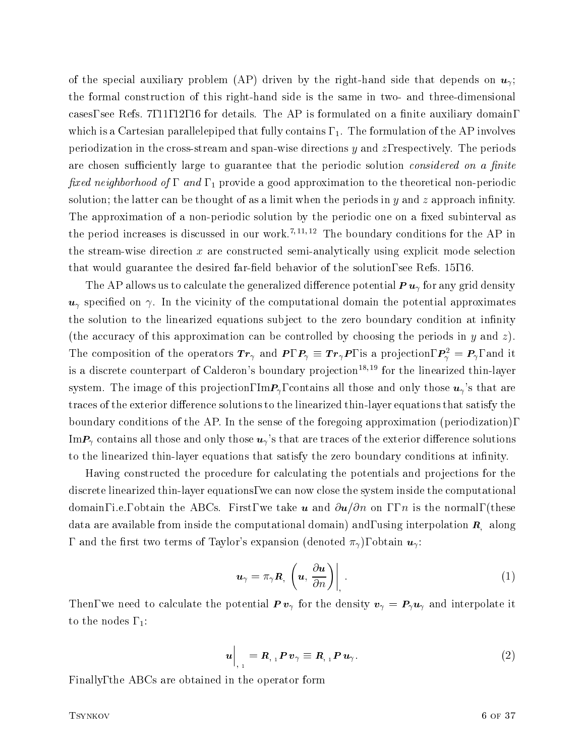of the special auxiliary problem (AP) driven by the right-hand side that depends on $\boldsymbol{u}_\gamma$; the formal construction of this right-hand side is the same in two- and three-dimensional cases, see Refs. 7, 11, 12, 16 for details. The AP is formulated on a finite auxiliary domain, which is a Cartesian parallelepiped that fully contains $\Gamma_1$. The formulation of the AP involves periodization in the cross-stream and span-wise directions $y$ and $z$, respectively. The periods are chosen sufficiently large to guarantee that the periodic solution *considered on a finite fixed neighborhood of* $\Gamma$ *and* $\Gamma_1$ provide a good approximation to the theoretical non-periodic solution; the latter can be thought of as a limit when the periods in $y$ and $z$ approach infinity. The approximation of a non-periodic solution by the periodic one on a fixed subinterval as the period increases is discussed in our work.[7, 11, 12] The boundary conditions for the AP in the stream-wise direction $x$ are constructed semi-analytically using explicit mode selection that would guarantee the desired far-field behavior of the solution, see Refs. 15, 16.

The AP allows us to calculate the generalized difference potential $\boldsymbol{P}\,\boldsymbol{u}_\gamma$ for any grid density $\boldsymbol{u}_\gamma$ specified on $\gamma$. In the vicinity of the computational domain the potential approximates the solution to the linearized equations subject to the zero boundary condition at infinity (the accuracy of this approximation can be controlled by choosing the periods in $y$ and $z$). The composition of the operators $\boldsymbol{Tr}_\gamma$ and $\boldsymbol{P}$, $\boldsymbol{P}_\gamma \equiv \boldsymbol{Tr}_\gamma \boldsymbol{P}$, is a projection, $\boldsymbol{P}_\gamma^2 = \boldsymbol{P}_\gamma$, and it is a discrete counterpart of Calderon's boundary projection[18, 19] for the linearized thin-layer system. The image of this projection, Im$\boldsymbol{P}_\gamma$, contains all those and only those $\boldsymbol{u}_\gamma$'s that are traces of the exterior difference solutions to the linearized thin-layer equations that satisfy the boundary conditions of the AP. In the sense of the foregoing approximation (periodization), Im$\boldsymbol{P}_\gamma$ contains all those and only those $\boldsymbol{u}_\gamma$'s that are traces of the exterior difference solutions to the linearized thin-layer equations that satisfy the zero boundary conditions at infinity.

Having constructed the procedure for calculating the potentials and projections for the discrete linearized thin-layer equations, we can now close the system inside the computational domain, i.e., obtain the ABCs. First, we take $\boldsymbol{u}$ and $\partial \boldsymbol{u}/\partial n$ on $\Gamma$, $n$ is the normal, (these data are available from inside the computational domain) and, using interpolation $\boldsymbol{R}_\Gamma$ along $\Gamma$ and the first two terms of Taylor's expansion (denoted $\pi_\gamma$), obtain $\boldsymbol{u}_\gamma$:

$$\boldsymbol{u}_\gamma = \pi_\gamma \boldsymbol{R}_\Gamma \left( \boldsymbol{u}, \frac{\partial \boldsymbol{u}}{\partial n} \right) \bigg|_\Gamma . \tag{1}$$

Then, we need to calculate the potential $\boldsymbol{P}\,\boldsymbol{v}_\gamma$ for the density $\boldsymbol{v}_\gamma = \boldsymbol{P}_\gamma \boldsymbol{u}_\gamma$ and interpolate it to the nodes $\Gamma_1$:

$$\boldsymbol{u}\bigg|_{\Gamma_1} = \boldsymbol{R}_{\Gamma_1} \boldsymbol{P}\,\boldsymbol{v}_\gamma \equiv \boldsymbol{R}_{\Gamma_1} \boldsymbol{P}\,\boldsymbol{u}_\gamma . \tag{2}$$

Finally, the ABCs are obtained in the operator form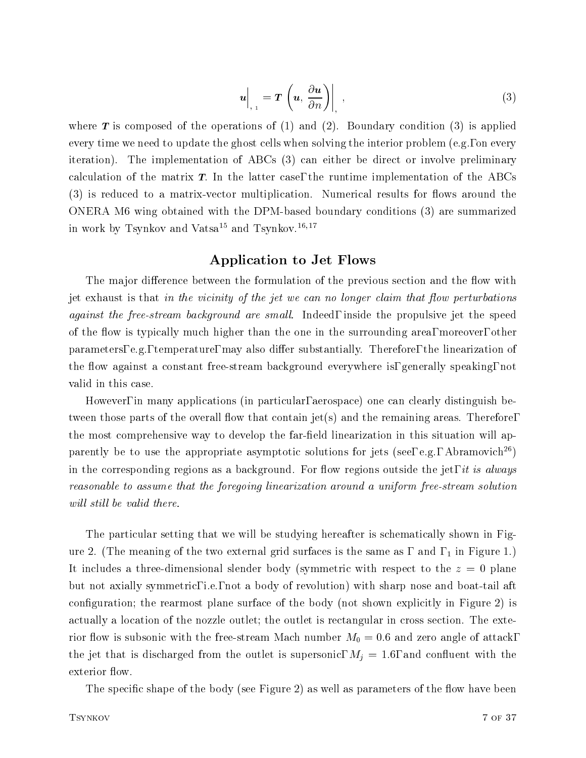$$
\boldsymbol{u}\Big|_{\Gamma_1} = \boldsymbol{T}\left(\boldsymbol{u}, \frac{\partial \boldsymbol{u}}{\partial n}\right)\Bigg|_{\Gamma}, \tag{3}
$$

where $\boldsymbol{T}$ is composed of the operations of (1) and (2). Boundary condition (3) is applied every time we need to update the ghost cells when solving the interior problem (e.g., on every iteration). The implementation of ABCs (3) can either be direct or involve preliminary calculation of the matrix $\boldsymbol{T}$. In the latter case, the runtime implementation of the ABCs (3) is reduced to a matrix-vector multiplication. Numerical results for flows around the ONERA M6 wing obtained with the DPM-based boundary conditions (3) are summarized in work by Tsynkov and Vatsa[15] and Tsynkov.[16,17]

## Application to Jet Flows

The major difference between the formulation of the previous section and the flow with jet exhaust is that *in the vicinity of the jet we can no longer claim that flow perturbations against the free-stream background are small*. Indeed, inside the propulsive jet the speed of the flow is typically much higher than the one in the surrounding area; moreover, other parameters, e.g., temperature, may also differ substantially. Therefore, the linearization of the flow against a constant free-stream background everywhere is, generally speaking, not valid in this case.

However, in many applications (in particular, aerospace) one can clearly distinguish between those parts of the overall flow that contain jet(s) and the remaining areas. Therefore, the most comprehensive way to develop the far-field linearization in this situation will apparently be to use the appropriate asymptotic solutions for jets (see, e.g., Abramovich[26]) in the corresponding regions as a background. For flow regions outside the jet, *it is always reasonable to assume that the foregoing linearization around a uniform free-stream solution will still be valid there.*

The particular setting that we will be studying hereafter is schematically shown in Figure 2. (The meaning of the two external grid surfaces is the same as $\Gamma$ and $\Gamma_1$ in Figure 1.) It includes a three-dimensional slender body (symmetric with respect to the $z = 0$ plane but not axially symmetric, i.e., not a body of revolution) with sharp nose and boat-tail aft configuration; the rearmost plane surface of the body (not shown explicitly in Figure 2) is actually a location of the nozzle outlet; the outlet is rectangular in cross section. The exterior flow is subsonic with the free-stream Mach number $M_0 = 0.6$ and zero angle of attack, the jet that is discharged from the outlet is supersonic, $M_j = 1.6$, and confluent with the exterior flow.

The specific shape of the body (see Figure 2) as well as parameters of the flow have been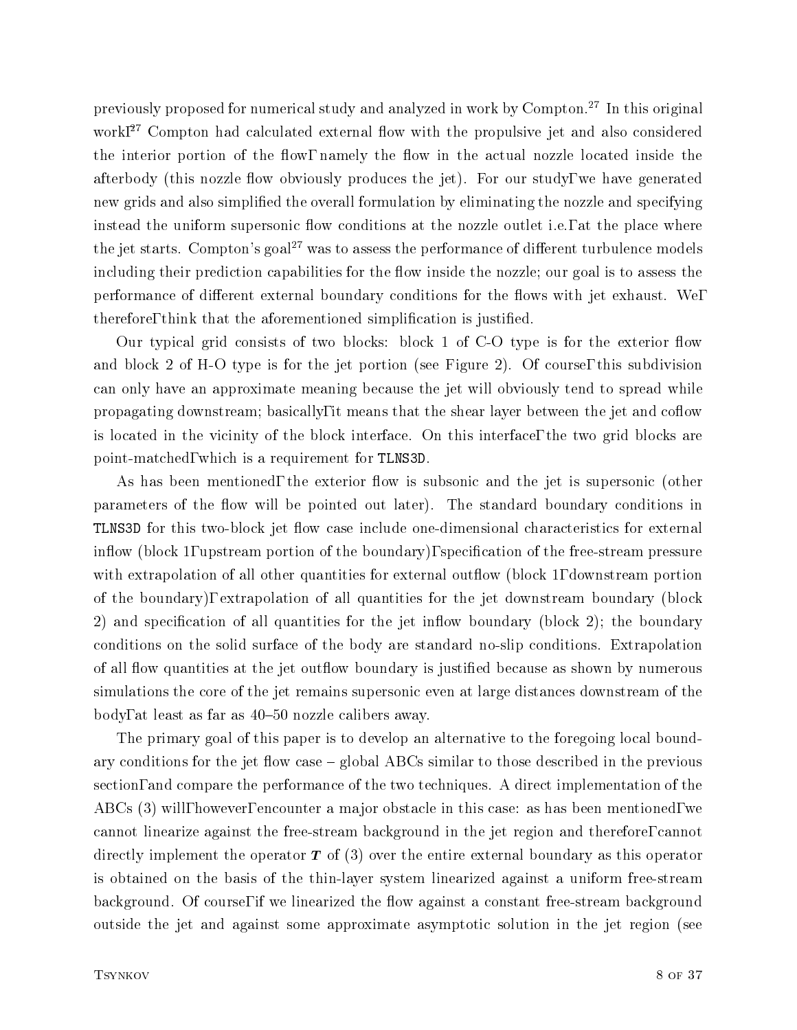previously proposed for numerical study and analyzed in work by Compton.[27] In this original work,[27] Compton had calculated external flow with the propulsive jet and also considered the interior portion of the flow, namely the flow in the actual nozzle located inside the afterbody (this nozzle flow obviously produces the jet). For our study, we have generated new grids and also simplified the overall formulation by eliminating the nozzle and specifying instead the uniform supersonic flow conditions at the nozzle outlet i.e., at the place where the jet starts. Compton's goal[27] was to assess the performance of different turbulence models including their prediction capabilities for the flow inside the nozzle; our goal is to assess the performance of different external boundary conditions for the flows with jet exhaust. We, therefore, think that the aforementioned simplification is justified.

Our typical grid consists of two blocks: block 1 of C-O type is for the exterior flow and block 2 of H-O type is for the jet portion (see Figure 2). Of course, this subdivision can only have an approximate meaning because the jet will obviously tend to spread while propagating downstream; basically, it means that the shear layer between the jet and coflow is located in the vicinity of the block interface. On this interface, the two grid blocks are point-matched, which is a requirement for `TLNS3D`.

As has been mentioned, the exterior flow is subsonic and the jet is supersonic (other parameters of the flow will be pointed out later). The standard boundary conditions in `TLNS3D` for this two-block jet flow case include one-dimensional characteristics for external inflow (block 1, upstream portion of the boundary), specification of the free-stream pressure with extrapolation of all other quantities for external outflow (block 1, downstream portion of the boundary), extrapolation of all quantities for the jet downstream boundary (block 2) and specification of all quantities for the jet inflow boundary (block 2); the boundary conditions on the solid surface of the body are standard no-slip conditions. Extrapolation of all flow quantities at the jet outflow boundary is justified because as shown by numerous simulations the core of the jet remains supersonic even at large distances downstream of the body, at least as far as 40–50 nozzle calibers away.

The primary goal of this paper is to develop an alternative to the foregoing local boundary conditions for the jet flow case – global ABCs similar to those described in the previous section, and compare the performance of the two techniques. A direct implementation of the ABCs (3) will, however, encounter a major obstacle in this case: as has been mentioned, we cannot linearize against the free-stream background in the jet region and therefore, cannot directly implement the operator $\boldsymbol{T}$ of (3) over the entire external boundary as this operator is obtained on the basis of the thin-layer system linearized against a uniform free-stream background. Of course, if we linearized the flow against a constant free-stream background outside the jet and against some approximate asymptotic solution in the jet region (see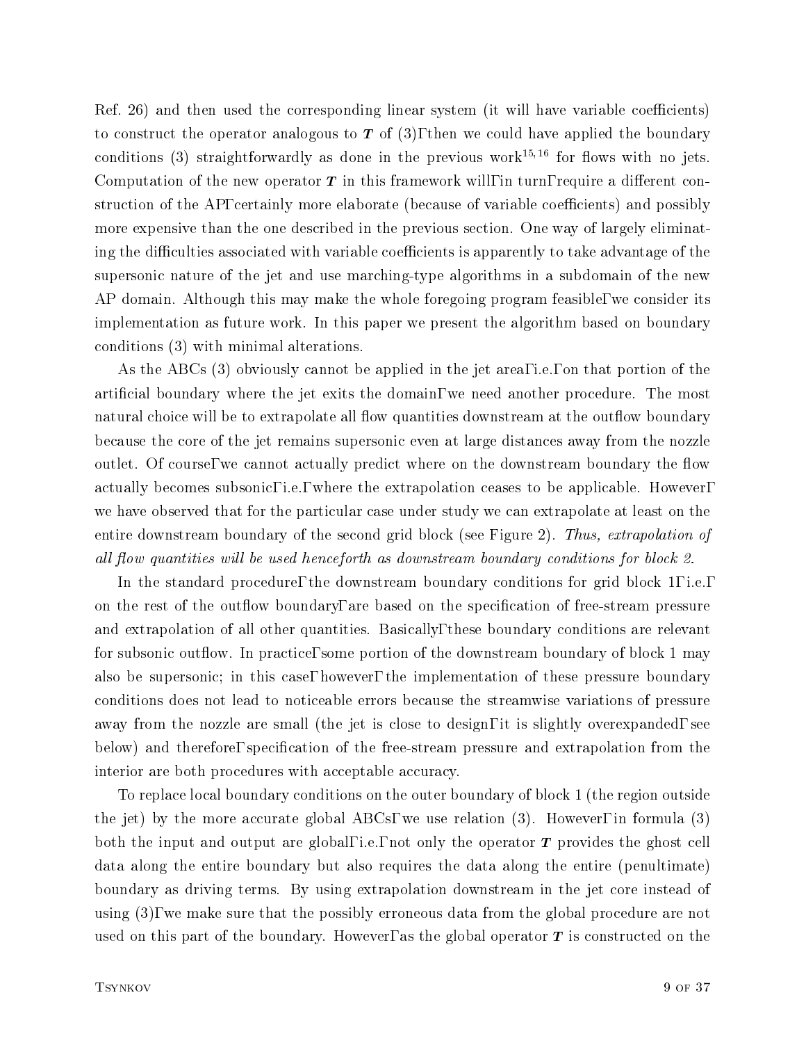Ref. 26) and then used the corresponding linear system (it will have variable coefficients) to construct the operator analogous to $\boldsymbol{T}$ of (3), then we could have applied the boundary conditions (3) straightforwardly as done in the previous work[15,16] for flows with no jets. Computation of the new operator $\boldsymbol{T}$ in this framework will, in turn, require a different construction of the AP, certainly more elaborate (because of variable coefficients) and possibly more expensive than the one described in the previous section. One way of largely eliminating the difficulties associated with variable coefficients is apparently to take advantage of the supersonic nature of the jet and use marching-type algorithms in a subdomain of the new AP domain. Although this may make the whole foregoing program feasible, we consider its implementation as future work. In this paper we present the algorithm based on boundary conditions (3) with minimal alterations.

As the ABCs (3) obviously cannot be applied in the jet area, i.e., on that portion of the artificial boundary where the jet exits the domain, we need another procedure. The most natural choice will be to extrapolate all flow quantities downstream at the outflow boundary because the core of the jet remains supersonic even at large distances away from the nozzle outlet. Of course, we cannot actually predict where on the downstream boundary the flow actually becomes subsonic, i.e., where the extrapolation ceases to be applicable. However, we have observed that for the particular case under study we can extrapolate at least on the entire downstream boundary of the second grid block (see Figure 2). *Thus, extrapolation of all flow quantities will be used henceforth as downstream boundary conditions for block 2.*

In the standard procedure, the downstream boundary conditions for grid block 1, i.e., on the rest of the outflow boundary, are based on the specification of free-stream pressure and extrapolation of all other quantities. Basically, these boundary conditions are relevant for subsonic outflow. In practice, some portion of the downstream boundary of block 1 may also be supersonic; in this case, however, the implementation of these pressure boundary conditions does not lead to noticeable errors because the streamwise variations of pressure away from the nozzle are small (the jet is close to design, it is slightly overexpanded, see below) and therefore, specification of the free-stream pressure and extrapolation from the interior are both procedures with acceptable accuracy.

To replace local boundary conditions on the outer boundary of block 1 (the region outside the jet) by the more accurate global ABCs, we use relation (3). However, in formula (3) both the input and output are global, i.e., not only the operator $\boldsymbol{T}$ provides the ghost cell data along the entire boundary but also requires the data along the entire (penultimate) boundary as driving terms. By using extrapolation downstream in the jet core instead of using (3), we make sure that the possibly erroneous data from the global procedure are not used on this part of the boundary. However, as the global operator $\boldsymbol{T}$ is constructed on the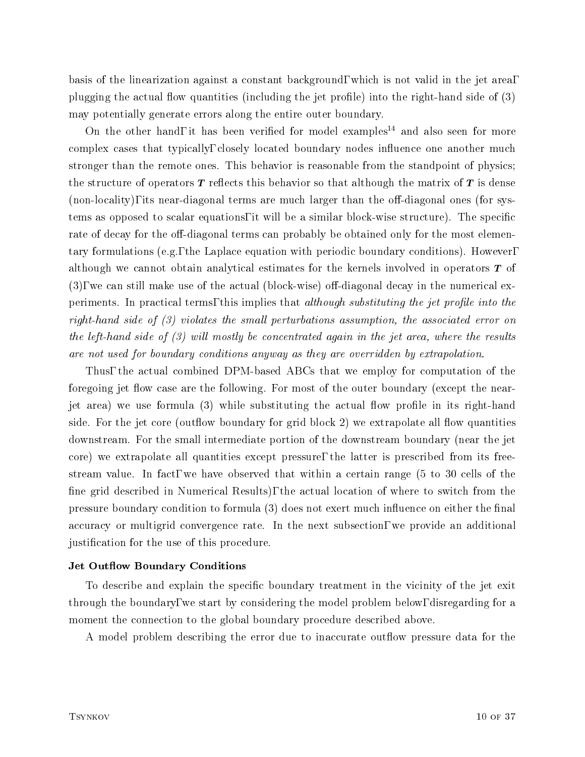basis of the linearization against a constant background, which is not valid in the jet area, plugging the actual flow quantities (including the jet profile) into the right-hand side of (3) may potentially generate errors along the entire outer boundary.

On the other hand, it has been verified for model examples[14] and also seen for more complex cases that typically, closely located boundary nodes influence one another much stronger than the remote ones. This behavior is reasonable from the standpoint of physics; the structure of operators $\boldsymbol{T}$ reflects this behavior so that although the matrix of $\boldsymbol{T}$ is dense (non-locality), its near-diagonal terms are much larger than the off-diagonal ones (for systems as opposed to scalar equations, it will be a similar block-wise structure). The specific rate of decay for the off-diagonal terms can probably be obtained only for the most elementary formulations (e.g., the Laplace equation with periodic boundary conditions). However, although we cannot obtain analytical estimates for the kernels involved in operators $\boldsymbol{T}$ of (3), we can still make use of the actual (block-wise) off-diagonal decay in the numerical experiments. In practical terms, this implies that *although substituting the jet profile into the right-hand side of (3) violates the small perturbations assumption, the associated error on the left-hand side of (3) will mostly be concentrated again in the jet area, where the results are not used for boundary conditions anyway as they are overridden by extrapolation.*

Thus, the actual combined DPM-based ABCs that we employ for computation of the foregoing jet flow case are the following. For most of the outer boundary (except the near-jet area) we use formula (3) while substituting the actual flow profile in its right-hand side. For the jet core (outflow boundary for grid block 2) we extrapolate all flow quantities downstream. For the small intermediate portion of the downstream boundary (near the jet core) we extrapolate all quantities except pressure, the latter is prescribed from its free-stream value. In fact, we have observed that within a certain range (5 to 30 cells of the fine grid described in Numerical Results), the actual location of where to switch from the pressure boundary condition to formula (3) does not exert much influence on either the final accuracy or multigrid convergence rate. In the next subsection, we provide an additional justification for the use of this procedure.

**Jet Outflow Boundary Conditions**

To describe and explain the specific boundary treatment in the vicinity of the jet exit through the boundary, we start by considering the model problem below, disregarding for a moment the connection to the global boundary procedure described above.

A model problem describing the error due to inaccurate outflow pressure data for the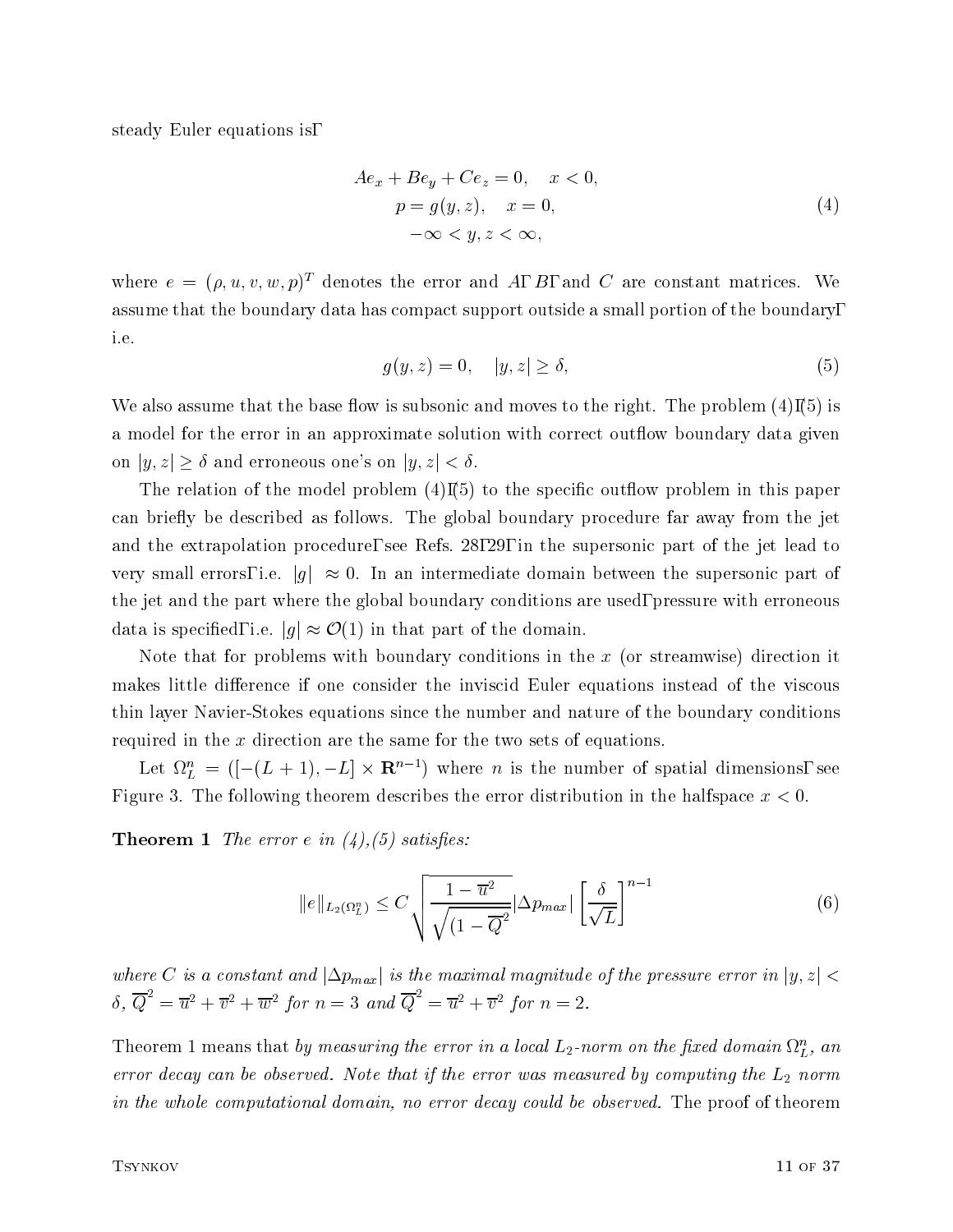steady Euler equations is,

$$
\begin{aligned}
Ae_x + Be_y + Ce_z = 0, &\quad x < 0, \\
p = g(y,z), &\quad x = 0, \\
-\infty < y, z < \infty,&
\end{aligned}
\tag{4}
$$

where $e = (\rho, u, v, w, p)^T$ denotes the error and $A$, $B$, and $C$ are constant matrices. We assume that the boundary data has compact support outside a small portion of the boundary, i.e.

$$
g(y,z) = 0, \quad |y,z| \geq \delta, \tag{5}
$$

We also assume that the base flow is subsonic and moves to the right. The problem (4)-(5) is a model for the error in an approximate solution with correct outflow boundary data given on $|y,z| \geq \delta$ and erroneous one's on $|y,z| < \delta$.

The relation of the model problem (4)-(5) to the specific outflow problem in this paper can briefly be described as follows. The global boundary procedure far away from the jet and the extrapolation procedure, see Refs. 28, 29, in the supersonic part of the jet lead to very small errors, i.e. $|g| \approx 0$. In an intermediate domain between the supersonic part of the jet and the part where the global boundary conditions are used, pressure with erroneous data is specified, i.e. $|g| \approx \mathcal{O}(1)$ in that part of the domain.

Note that for problems with boundary conditions in the $x$ (or streamwise) direction it makes little difference if one consider the inviscid Euler equations instead of the viscous thin layer Navier-Stokes equations since the number and nature of the boundary conditions required in the $x$ direction are the same for the two sets of equations.

Let $\Omega_L^n = ([-(L+1), -L] \times \mathbf{R}^{n-1})$ where $n$ is the number of spatial dimensions, see Figure 3. The following theorem describes the error distribution in the halfspace $x < 0$.

**Theorem 1** *The error $e$ in (4),(5) satisfies:*

$$
\|e\|_{L_2(\Omega_L^n)} \leq C \sqrt{\frac{1 - \overline{u}^2}{\sqrt{(1 - \overline{Q}^2}}} |\Delta p_{max}| \left[ \frac{\delta}{\sqrt{L}} \right]^{n-1} \tag{6}
$$

*where $C$ is a constant and $|\Delta p_{max}|$ is the maximal magnitude of the pressure error in $|y,z| < \delta$, $\overline{Q}^2 = \overline{u}^2 + \overline{v}^2 + \overline{w}^2$ for $n = 3$ and $\overline{Q}^2 = \overline{u}^2 + \overline{v}^2$ for $n = 2$.*

Theorem 1 means that *by measuring the error in a local $L_2$-norm on the fixed domain $\Omega_L^n$, an error decay can be observed. Note that if the error was measured by computing the $L_2$ norm in the whole computational domain, no error decay could be observed.* The proof of theorem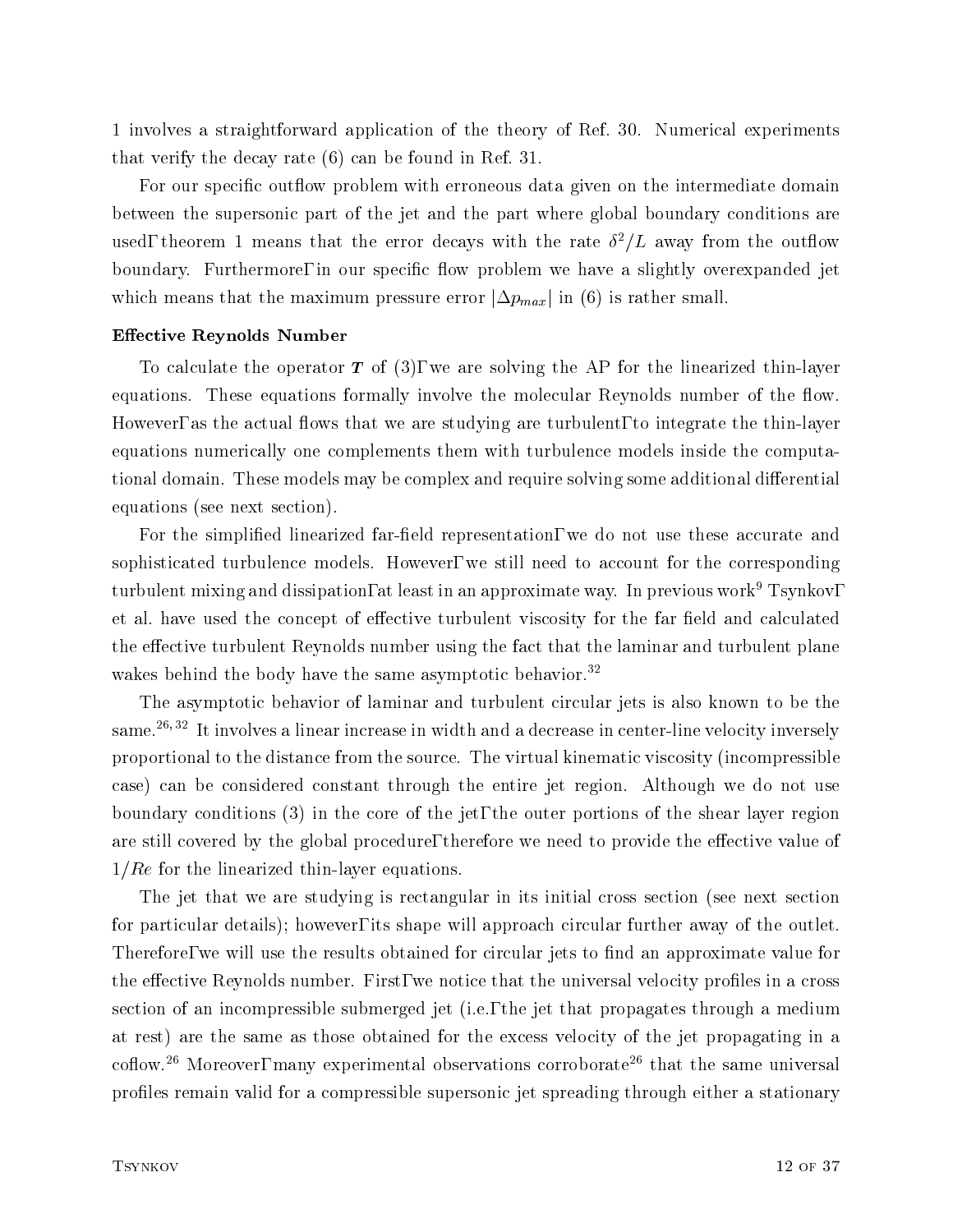1 involves a straightforward application of the theory of Ref. 30. Numerical experiments that verify the decay rate (6) can be found in Ref. 31.

For our specific outflow problem with erroneous data given on the intermediate domain between the supersonic part of the jet and the part where global boundary conditions are used, theorem 1 means that the error decays with the rate $\delta^2/L$ away from the outflow boundary. Furthermore, in our specific flow problem we have a slightly overexpanded jet which means that the maximum pressure error $|\Delta p_{max}|$ in (6) is rather small.

**Effective Reynolds Number**

To calculate the operator $\boldsymbol{T}$ of (3), we are solving the AP for the linearized thin-layer equations. These equations formally involve the molecular Reynolds number of the flow. However, as the actual flows that we are studying are turbulent, to integrate the thin-layer equations numerically one complements them with turbulence models inside the computational domain. These models may be complex and require solving some additional differential equations (see next section).

For the simplified linearized far-field representation, we do not use these accurate and sophisticated turbulence models. However, we still need to account for the corresponding turbulent mixing and dissipation, at least in an approximate way. In previous work[9] Tsynkov, et al. have used the concept of effective turbulent viscosity for the far field and calculated the effective turbulent Reynolds number using the fact that the laminar and turbulent plane wakes behind the body have the same asymptotic behavior.[32]

The asymptotic behavior of laminar and turbulent circular jets is also known to be the same.[26,32] It involves a linear increase in width and a decrease in center-line velocity inversely proportional to the distance from the source. The virtual kinematic viscosity (incompressible case) can be considered constant through the entire jet region. Although we do not use boundary conditions (3) in the core of the jet, the outer portions of the shear layer region are still covered by the global procedure, therefore we need to provide the effective value of $1/Re$ for the linearized thin-layer equations.

The jet that we are studying is rectangular in its initial cross section (see next section for particular details); however, its shape will approach circular further away of the outlet. Therefore, we will use the results obtained for circular jets to find an approximate value for the effective Reynolds number. First, we notice that the universal velocity profiles in a cross section of an incompressible submerged jet (i.e., the jet that propagates through a medium at rest) are the same as those obtained for the excess velocity of the jet propagating in a coflow.[26] Moreover, many experimental observations corroborate[26] that the same universal profiles remain valid for a compressible supersonic jet spreading through either a stationary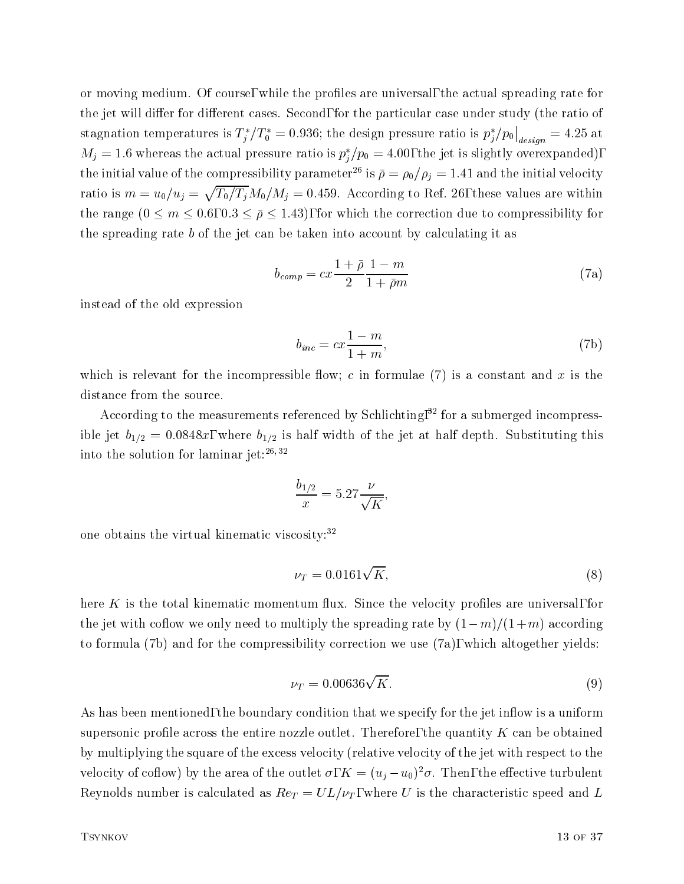or moving medium. Of course, while the profiles are universal, the actual spreading rate for the jet will differ for different cases. Second, for the particular case under study (the ratio of stagnation temperatures is $T_j^*/T_0^* = 0.936$; the design pressure ratio is $p_j^*/p_0\big|_{design} = 4.25$ at $M_j = 1.6$ whereas the actual pressure ratio is $p_j^*/p_0 = 4.00$, the jet is slightly overexpanded), the initial value of the compressibility parameter[26] is $\bar{\rho} = \rho_0/\rho_j = 1.41$ and the initial velocity ratio is $m = u_0/u_j = \sqrt{T_0/T_j}M_0/M_j = 0.459$. According to Ref. 26, these values are within the range ($0 \leq m \leq 0.6$, $0.3 \leq \bar{\rho} \leq 1.43$), for which the correction due to compressibility for the spreading rate $b$ of the jet can be taken into account by calculating it as

$$b_{comp} = cx\frac{1+\bar{\rho}}{2}\frac{1-m}{1+\bar{\rho}m} \tag{7a}$$

instead of the old expression

$$b_{inc} = cx\frac{1-m}{1+m}, \tag{7b}$$

which is relevant for the incompressible flow; $c$ in formulae (7) is a constant and $x$ is the distance from the source.

According to the measurements referenced by Schlichting,[32] for a submerged incompressible jet $b_{1/2} = 0.0848x$, where $b_{1/2}$ is half width of the jet at half depth. Substituting this into the solution for laminar jet:[26, 32]

$$\frac{b_{1/2}}{x} = 5.27\frac{\nu}{\sqrt{K}},$$

one obtains the virtual kinematic viscosity:[32]

$$\nu_T = 0.0161\sqrt{K}, \tag{8}$$

here $K$ is the total kinematic momentum flux. Since the velocity profiles are universal, for the jet with coflow we only need to multiply the spreading rate by $(1-m)/(1+m)$ according to formula (7b) and for the compressibility correction we use (7a), which altogether yields:

$$\nu_T = 0.00636\sqrt{K}. \tag{9}$$

As has been mentioned, the boundary condition that we specify for the jet inflow is a uniform supersonic profile across the entire nozzle outlet. Therefore, the quantity $K$ can be obtained by multiplying the square of the excess velocity (relative velocity of the jet with respect to the velocity of coflow) by the area of the outlet $\sigma$, $K = (u_j - u_0)^2\sigma$. Then, the effective turbulent Reynolds number is calculated as $Re_T = UL/\nu_T$, where $U$ is the characteristic speed and $L$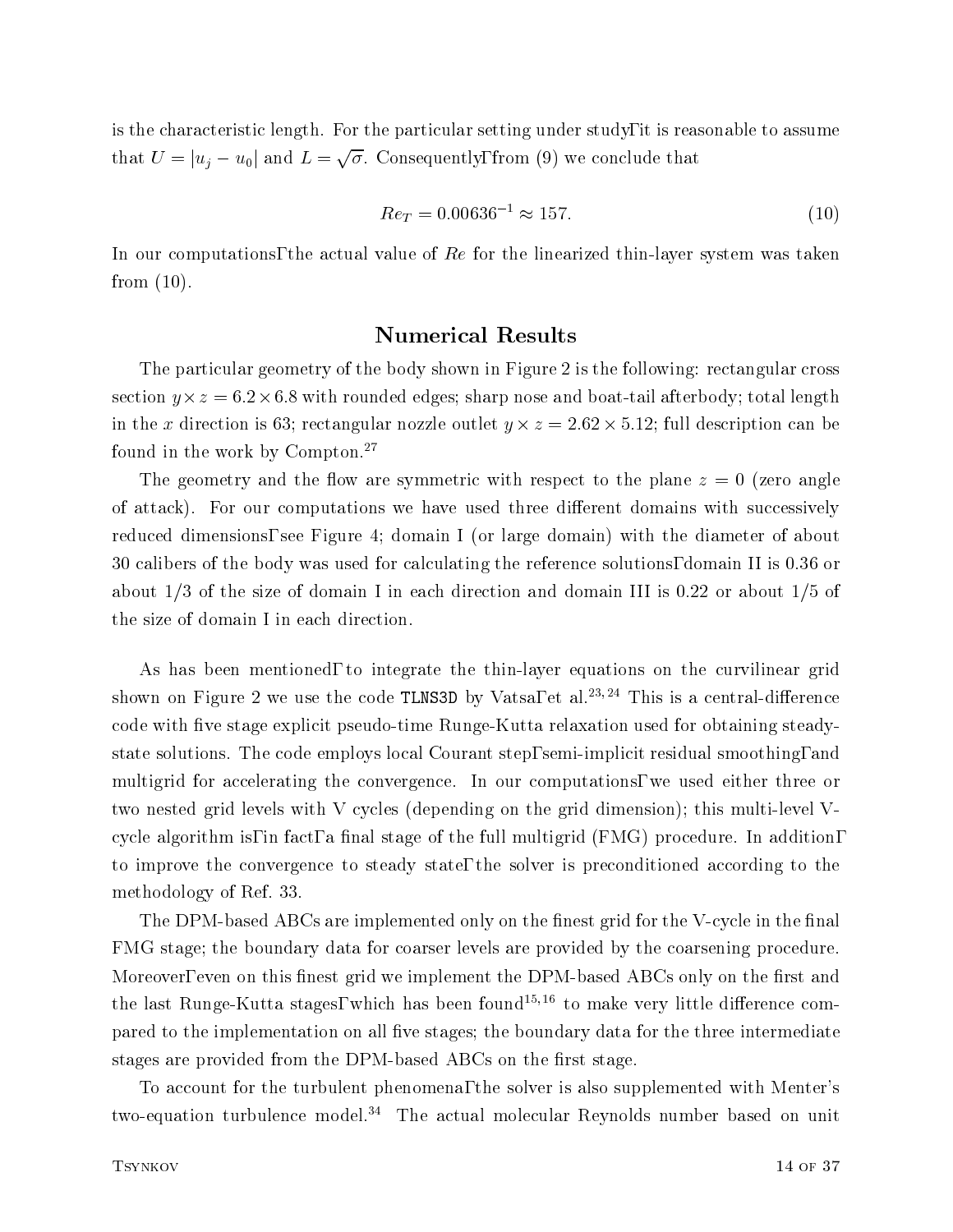is the characteristic length. For the particular setting under study, it is reasonable to assume that $U = |u_j - u_0|$ and $L = \sqrt{\sigma}$. Consequently, from (9) we conclude that

$$Re_T = 0.00636^{-1} \approx 157. \tag{10}$$

In our computations, the actual value of $Re$ for the linearized thin-layer system was taken from (10).

## Numerical Results

The particular geometry of the body shown in Figure 2 is the following: rectangular cross section $y \times z = 6.2 \times 6.8$ with rounded edges; sharp nose and boat-tail afterbody; total length in the $x$ direction is 63; rectangular nozzle outlet $y \times z = 2.62 \times 5.12$; full description can be found in the work by Compton.[27]

The geometry and the flow are symmetric with respect to the plane $z = 0$ (zero angle of attack). For our computations we have used three different domains with successively reduced dimensions, see Figure 4; domain I (or large domain) with the diameter of about 30 calibers of the body was used for calculating the reference solutions, domain II is 0.36 or about 1/3 of the size of domain I in each direction and domain III is 0.22 or about 1/5 of the size of domain I in each direction.

As has been mentioned, to integrate the thin-layer equations on the curvilinear grid shown on Figure 2 we use the code `TLNS3D` by Vatsa, et al.[23,24] This is a central-difference code with five stage explicit pseudo-time Runge-Kutta relaxation used for obtaining steady-state solutions. The code employs local Courant step, semi-implicit residual smoothing, and multigrid for accelerating the convergence. In our computations, we used either three or two nested grid levels with V cycles (depending on the grid dimension); this multi-level V-cycle algorithm is, in fact, a final stage of the full multigrid (FMG) procedure. In addition, to improve the convergence to steady state, the solver is preconditioned according to the methodology of Ref. 33.

The DPM-based ABCs are implemented only on the finest grid for the V-cycle in the final FMG stage; the boundary data for coarser levels are provided by the coarsening procedure. Moreover, even on this finest grid we implement the DPM-based ABCs only on the first and the last Runge-Kutta stages, which has been found[15,16] to make very little difference compared to the implementation on all five stages; the boundary data for the three intermediate stages are provided from the DPM-based ABCs on the first stage.

To account for the turbulent phenomena, the solver is also supplemented with Menter's two-equation turbulence model.[34] The actual molecular Reynolds number based on unit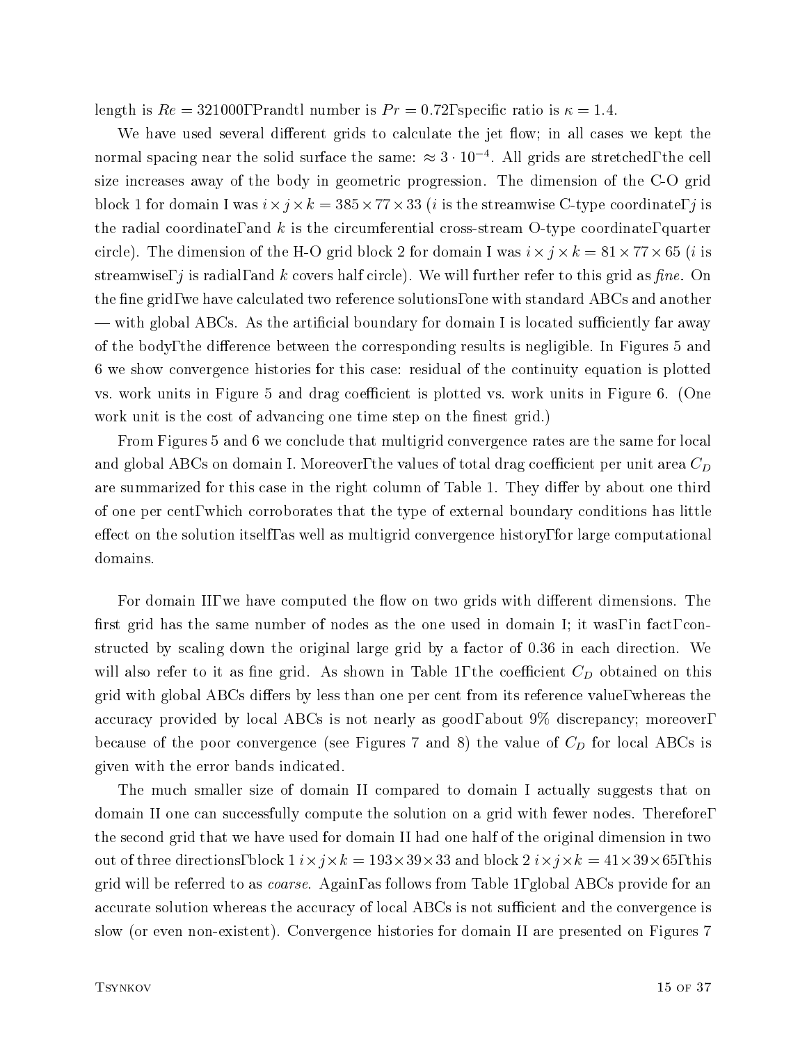length is $Re = 321000$, Prandtl number is $Pr = 0.72$, specific ratio is $\kappa = 1.4$.

We have used several different grids to calculate the jet flow; in all cases we kept the normal spacing near the solid surface the same: $\approx 3 \cdot 10^{-4}$. All grids are stretched, the cell size increases away of the body in geometric progression. The dimension of the C-O grid block 1 for domain I was $i \times j \times k = 385 \times 77 \times 33$ ($i$ is the streamwise C-type coordinate, $j$ is the radial coordinate, and $k$ is the circumferential cross-stream O-type coordinate, quarter circle). The dimension of the H-O grid block 2 for domain I was $i \times j \times k = 81 \times 77 \times 65$ ($i$ is streamwise, $j$ is radial, and $k$ covers half circle). We will further refer to this grid as *fine*. On the fine grid, we have calculated two reference solutions, one with standard ABCs and another — with global ABCs. As the artificial boundary for domain I is located sufficiently far away of the body, the difference between the corresponding results is negligible. In Figures 5 and 6 we show convergence histories for this case: residual of the continuity equation is plotted vs. work units in Figure 5 and drag coefficient is plotted vs. work units in Figure 6. (One work unit is the cost of advancing one time step on the finest grid.)

From Figures 5 and 6 we conclude that multigrid convergence rates are the same for local and global ABCs on domain I. Moreover, the values of total drag coefficient per unit area $C_D$ are summarized for this case in the right column of Table 1. They differ by about one third of one per cent, which corroborates that the type of external boundary conditions has little effect on the solution itself, as well as multigrid convergence history, for large computational domains.

For domain II, we have computed the flow on two grids with different dimensions. The first grid has the same number of nodes as the one used in domain I; it was, in fact, constructed by scaling down the original large grid by a factor of 0.36 in each direction. We will also refer to it as fine grid. As shown in Table 1, the coefficient $C_D$ obtained on this grid with global ABCs differs by less than one per cent from its reference value, whereas the accuracy provided by local ABCs is not nearly as good, about 9% discrepancy; moreover, because of the poor convergence (see Figures 7 and 8) the value of $C_D$ for local ABCs is given with the error bands indicated.

The much smaller size of domain II compared to domain I actually suggests that on domain II one can successfully compute the solution on a grid with fewer nodes. Therefore, the second grid that we have used for domain II had one half of the original dimension in two out of three directions, block 1 $i \times j \times k = 193 \times 39 \times 33$ and block 2 $i \times j \times k = 41 \times 39 \times 65$, this grid will be referred to as *coarse*. Again, as follows from Table 1, global ABCs provide for an accurate solution whereas the accuracy of local ABCs is not sufficient and the convergence is slow (or even non-existent). Convergence histories for domain II are presented on Figures 7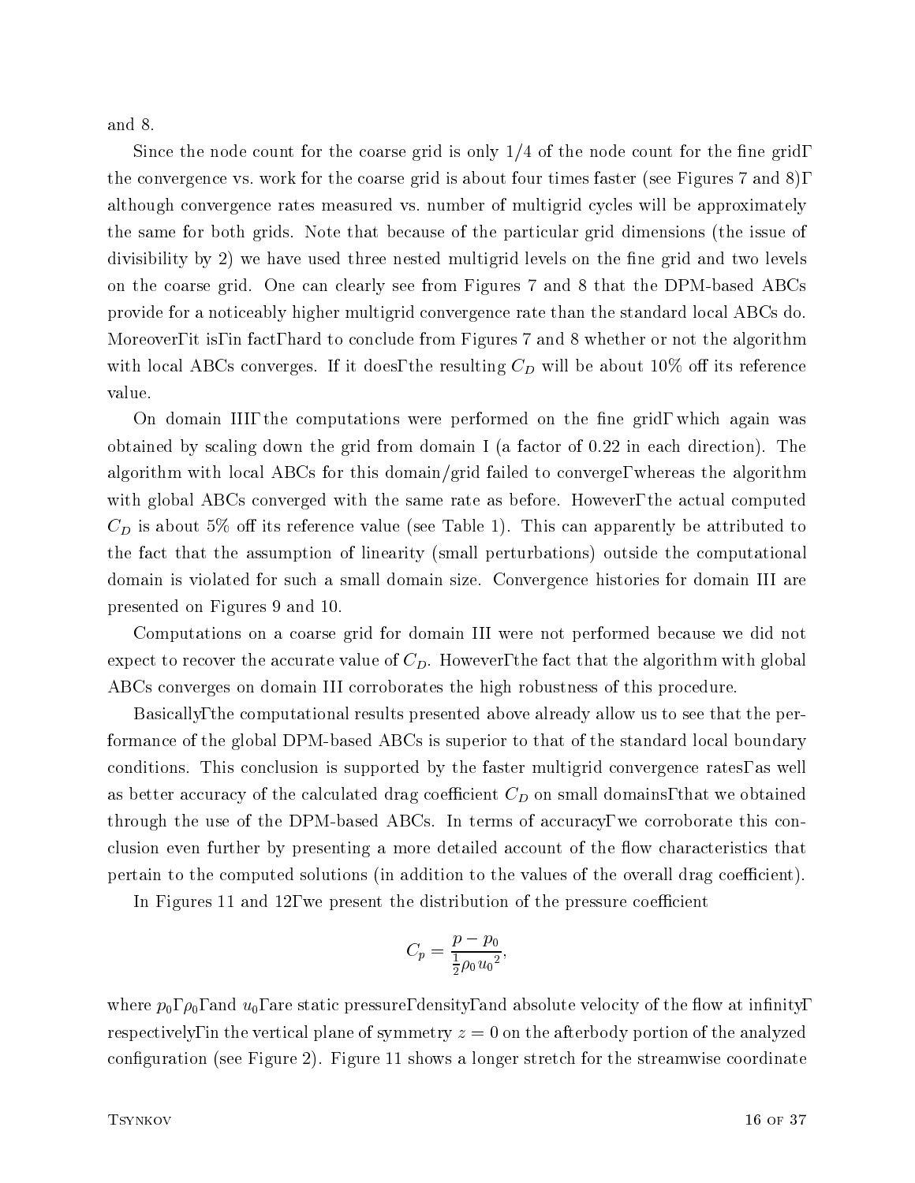and 8.

Since the node count for the coarse grid is only 1/4 of the node count for the fine grid, the convergence vs. work for the coarse grid is about four times faster (see Figures 7 and 8), although convergence rates measured vs. number of multigrid cycles will be approximately the same for both grids. Note that because of the particular grid dimensions (the issue of divisibility by 2) we have used three nested multigrid levels on the fine grid and two levels on the coarse grid. One can clearly see from Figures 7 and 8 that the DPM-based ABCs provide for a noticeably higher multigrid convergence rate than the standard local ABCs do. Moreover, it is, in fact, hard to conclude from Figures 7 and 8 whether or not the algorithm with local ABCs converges. If it does, the resulting $C_D$ will be about 10% off its reference value.

On domain III, the computations were performed on the fine grid, which again was obtained by scaling down the grid from domain I (a factor of 0.22 in each direction). The algorithm with local ABCs for this domain/grid failed to converge, whereas the algorithm with global ABCs converged with the same rate as before. However, the actual computed $C_D$ is about 5% off its reference value (see Table 1). This can apparently be attributed to the fact that the assumption of linearity (small perturbations) outside the computational domain is violated for such a small domain size. Convergence histories for domain III are presented on Figures 9 and 10.

Computations on a coarse grid for domain III were not performed because we did not expect to recover the accurate value of $C_D$. However, the fact that the algorithm with global ABCs converges on domain III corroborates the high robustness of this procedure.

Basically, the computational results presented above already allow us to see that the performance of the global DPM-based ABCs is superior to that of the standard local boundary conditions. This conclusion is supported by the faster multigrid convergence rates, as well as better accuracy of the calculated drag coefficient $C_D$ on small domains, that we obtained through the use of the DPM-based ABCs. In terms of accuracy, we corroborate this conclusion even further by presenting a more detailed account of the flow characteristics that pertain to the computed solutions (in addition to the values of the overall drag coefficient).

In Figures 11 and 12, we present the distribution of the pressure coefficient

$$C_p = \frac{p - p_0}{\frac{1}{2}\rho_0 {u_0}^2},$$

where $p_0$, $\rho_0$, and $u_0$, are static pressure, density, and absolute velocity of the flow at infinity, respectively, in the vertical plane of symmetry $z = 0$ on the afterbody portion of the analyzed configuration (see Figure 2). Figure 11 shows a longer stretch for the streamwise coordinate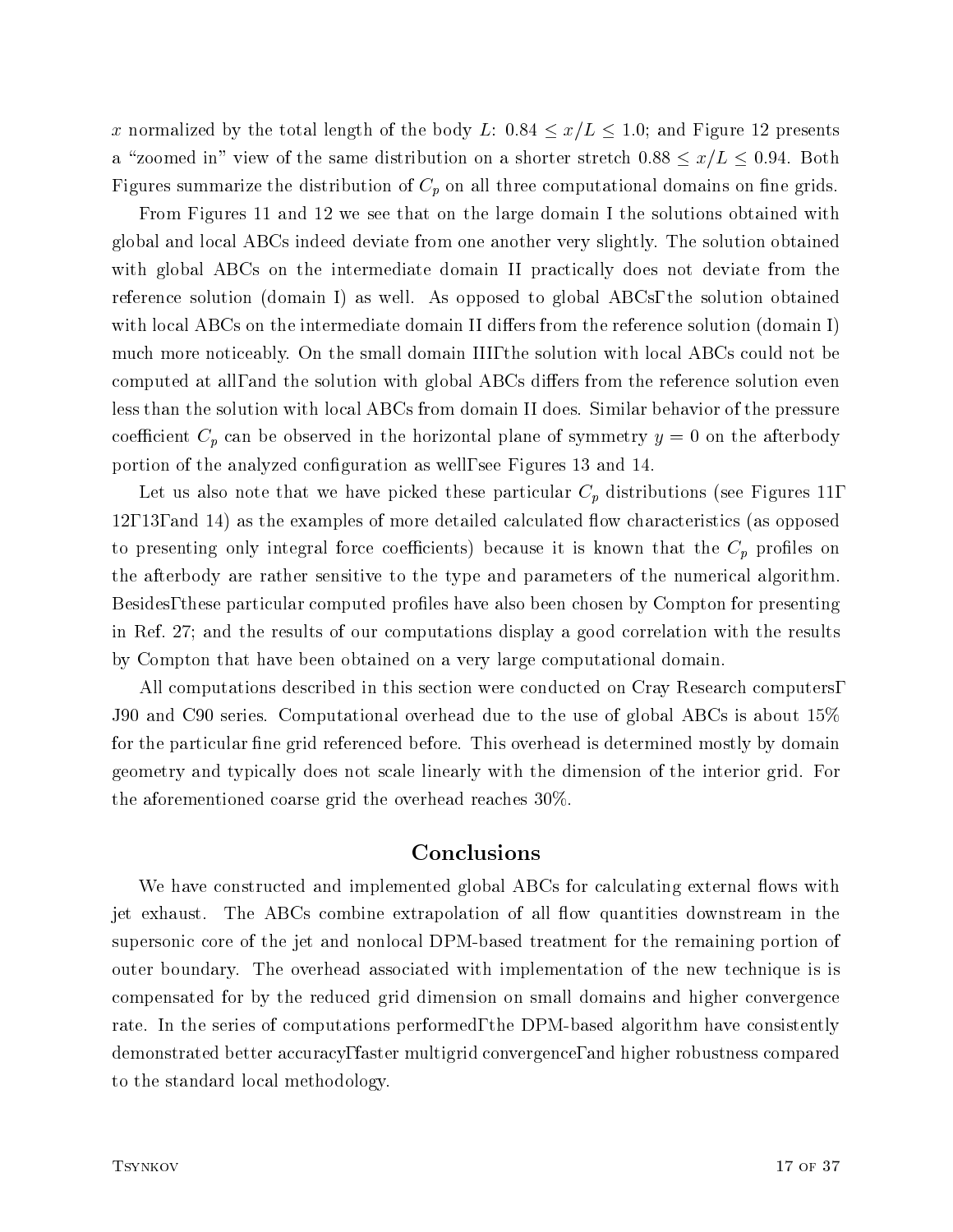$x$ normalized by the total length of the body $L$: $0.84 \leq x/L \leq 1.0$; and Figure 12 presents a "zoomed in" view of the same distribution on a shorter stretch $0.88 \leq x/L \leq 0.94$. Both Figures summarize the distribution of $C_p$ on all three computational domains on fine grids.

From Figures 11 and 12 we see that on the large domain I the solutions obtained with global and local ABCs indeed deviate from one another very slightly. The solution obtained with global ABCs on the intermediate domain II practically does not deviate from the reference solution (domain I) as well. As opposed to global ABCs, the solution obtained with local ABCs on the intermediate domain II differs from the reference solution (domain I) much more noticeably. On the small domain III, the solution with local ABCs could not be computed at all, and the solution with global ABCs differs from the reference solution even less than the solution with local ABCs from domain II does. Similar behavior of the pressure coefficient $C_p$ can be observed in the horizontal plane of symmetry $y = 0$ on the afterbody portion of the analyzed configuration as well, see Figures 13 and 14.

Let us also note that we have picked these particular $C_p$ distributions (see Figures 11, 12, 13, and 14) as the examples of more detailed calculated flow characteristics (as opposed to presenting only integral force coefficients) because it is known that the $C_p$ profiles on the afterbody are rather sensitive to the type and parameters of the numerical algorithm. Besides, these particular computed profiles have also been chosen by Compton for presenting in Ref. 27; and the results of our computations display a good correlation with the results by Compton that have been obtained on a very large computational domain.

All computations described in this section were conducted on Cray Research computers, J90 and C90 series. Computational overhead due to the use of global ABCs is about 15% for the particular fine grid referenced before. This overhead is determined mostly by domain geometry and typically does not scale linearly with the dimension of the interior grid. For the aforementioned coarse grid the overhead reaches 30%.

## Conclusions

We have constructed and implemented global ABCs for calculating external flows with jet exhaust. The ABCs combine extrapolation of all flow quantities downstream in the supersonic core of the jet and nonlocal DPM-based treatment for the remaining portion of outer boundary. The overhead associated with implementation of the new technique is is compensated for by the reduced grid dimension on small domains and higher convergence rate. In the series of computations performed, the DPM-based algorithm have consistently demonstrated better accuracy, faster multigrid convergence, and higher robustness compared to the standard local methodology.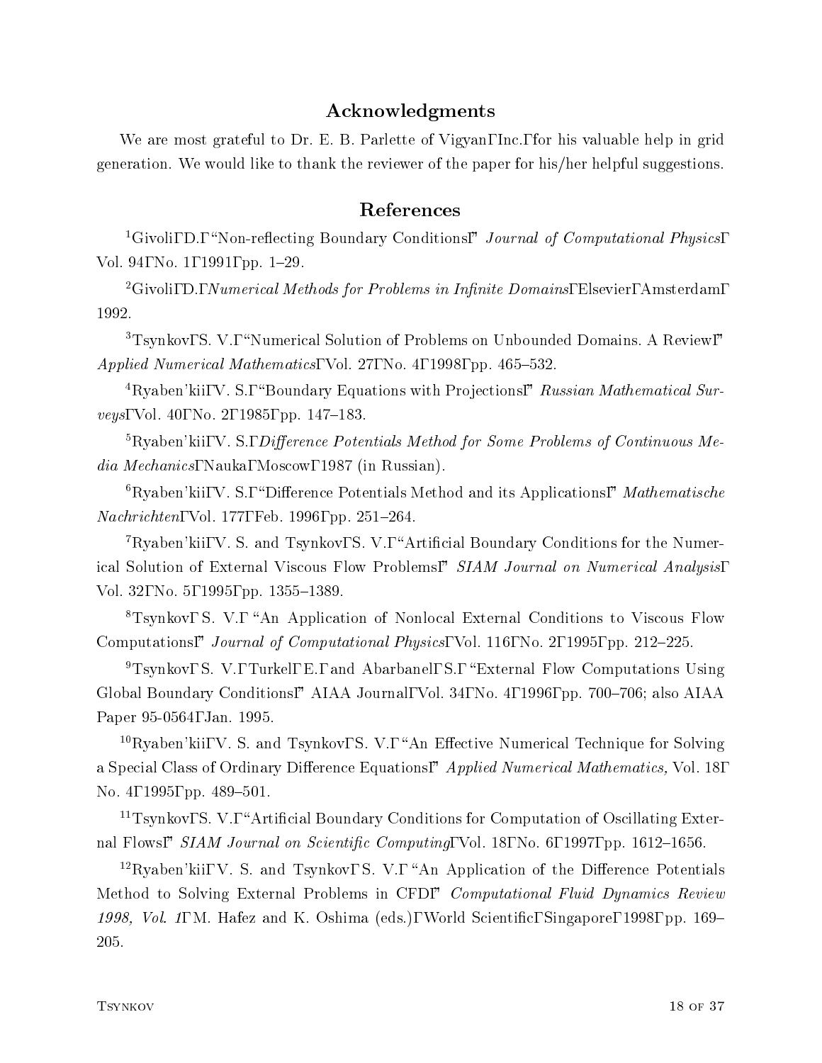## Acknowledgments

We are most grateful to Dr. E. B. Parlette of Vigyan, Inc., for his valuable help in grid generation. We would like to thank the reviewer of the paper for his/her helpful suggestions.

## References

[1] Givoli, D., "Non-reflecting Boundary Conditions," *Journal of Computational Physics*, Vol. 94, No. 1, 1991, pp. 1–29.

[2] Givoli, D., *Numerical Methods for Problems in Infinite Domains*, Elsevier, Amsterdam, 1992.

[3] Tsynkov, S. V., "Numerical Solution of Problems on Unbounded Domains. A Review," *Applied Numerical Mathematics*, Vol. 27, No. 4, 1998, pp. 465–532.

[4] Ryaben'kii, V. S., "Boundary Equations with Projections," *Russian Mathematical Surveys*, Vol. 40, No. 2, 1985, pp. 147–183.

[5] Ryaben'kii, V. S., *Difference Potentials Method for Some Problems of Continuous Media Mechanics*, Nauka, Moscow, 1987 (in Russian).

[6] Ryaben'kii, V. S., "Difference Potentials Method and its Applications," *Mathematische Nachrichten*, Vol. 177, Feb. 1996, pp. 251–264.

[7] Ryaben'kii, V. S. and Tsynkov, S. V., "Artificial Boundary Conditions for the Numerical Solution of External Viscous Flow Problems," *SIAM Journal on Numerical Analysis*, Vol. 32, No. 5, 1995, pp. 1355–1389.

[8] Tsynkov, S. V., "An Application of Nonlocal External Conditions to Viscous Flow Computations," *Journal of Computational Physics*, Vol. 116, No. 2, 1995, pp. 212–225.

[9] Tsynkov, S. V., Turkel, E., and Abarbanel, S., "External Flow Computations Using Global Boundary Conditions," AIAA Journal, Vol. 34, No. 4, 1996, pp. 700–706; also AIAA Paper 95-0564, Jan. 1995.

[10] Ryaben'kii, V. S. and Tsynkov, S. V., "An Effective Numerical Technique for Solving a Special Class of Ordinary Difference Equations," *Applied Numerical Mathematics,* Vol. 18, No. 4, 1995, pp. 489–501.

[11] Tsynkov, S. V., "Artificial Boundary Conditions for Computation of Oscillating External Flows," *SIAM Journal on Scientific Computing*, Vol. 18, No. 6, 1997, pp. 1612–1656.

[12] Ryaben'kii, V. S. and Tsynkov, S. V., "An Application of the Difference Potentials Method to Solving External Problems in CFD," *Computational Fluid Dynamics Review 1998, Vol. 1*, M. Hafez and K. Oshima (eds.), World Scientific, Singapore, 1998, pp. 169–205.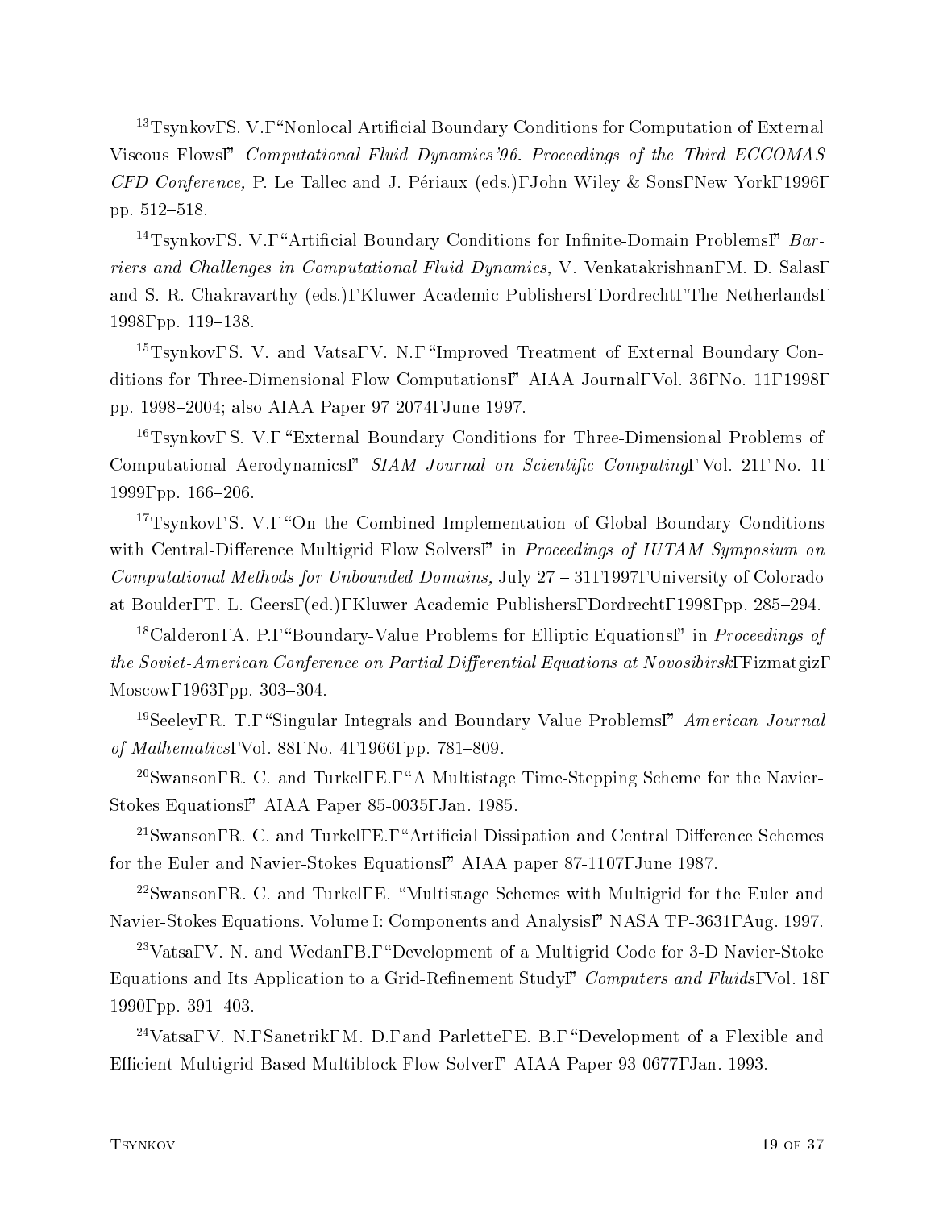[13]Tsynkov, S. V., "Nonlocal Artificial Boundary Conditions for Computation of External Viscous Flows," *Computational Fluid Dynamics'96. Proceedings of the Third ECCOMAS CFD Conference,* P. Le Tallec and J. Périaux (eds.), John Wiley & Sons, New York, 1996, pp. 512–518.

[14]Tsynkov, S. V., "Artificial Boundary Conditions for Infinite-Domain Problems," *Barriers and Challenges in Computational Fluid Dynamics,* V. Venkatakrishnan, M. D. Salas, and S. R. Chakravarthy (eds.), Kluwer Academic Publishers, Dordrecht, The Netherlands, 1998, pp. 119–138.

[15]Tsynkov, S. V. and Vatsa, V. N., "Improved Treatment of External Boundary Conditions for Three-Dimensional Flow Computations," AIAA Journal, Vol. 36, No. 11, 1998, pp. 1998–2004; also AIAA Paper 97-2074, June 1997.

[16]Tsynkov, S. V., "External Boundary Conditions for Three-Dimensional Problems of Computational Aerodynamics," *SIAM Journal on Scientific Computing*, Vol. 21, No. 1, 1999, pp. 166–206.

[17]Tsynkov, S. V., "On the Combined Implementation of Global Boundary Conditions with Central-Difference Multigrid Flow Solvers," in *Proceedings of IUTAM Symposium on Computational Methods for Unbounded Domains,* July 27 – 31, 1997, University of Colorado at Boulder, T. L. Geers, (ed.), Kluwer Academic Publishers, Dordrecht, 1998, pp. 285–294.

[18]Calderon, A. P., "Boundary-Value Problems for Elliptic Equations," in *Proceedings of the Soviet-American Conference on Partial Differential Equations at Novosibirsk*, Fizmatgiz, Moscow, 1963, pp. 303–304.

[19]Seeley, R. T., "Singular Integrals and Boundary Value Problems," *American Journal of Mathematics*, Vol. 88, No. 4, 1966, pp. 781–809.

[20]Swanson, R. C. and Turkel, E., "A Multistage Time-Stepping Scheme for the Navier-Stokes Equations," AIAA Paper 85-0035, Jan. 1985.

[21]Swanson, R. C. and Turkel, E., "Artificial Dissipation and Central Difference Schemes for the Euler and Navier-Stokes Equations," AIAA paper 87-1107, June 1987.

[22]Swanson, R. C. and Turkel, E. "Multistage Schemes with Multigrid for the Euler and Navier-Stokes Equations. Volume I: Components and Analysis," NASA TP-3631, Aug. 1997.

[23]Vatsa, V. N. and Wedan, B., "Development of a Multigrid Code for 3-D Navier-Stoke Equations and Its Application to a Grid-Refinement Study," *Computers and Fluids*, Vol. 18, 1990, pp. 391–403.

[24]Vatsa, V. N., Sanetrik, M. D., and Parlette, E. B., "Development of a Flexible and Efficient Multigrid-Based Multiblock Flow Solver," AIAA Paper 93-0677, Jan. 1993.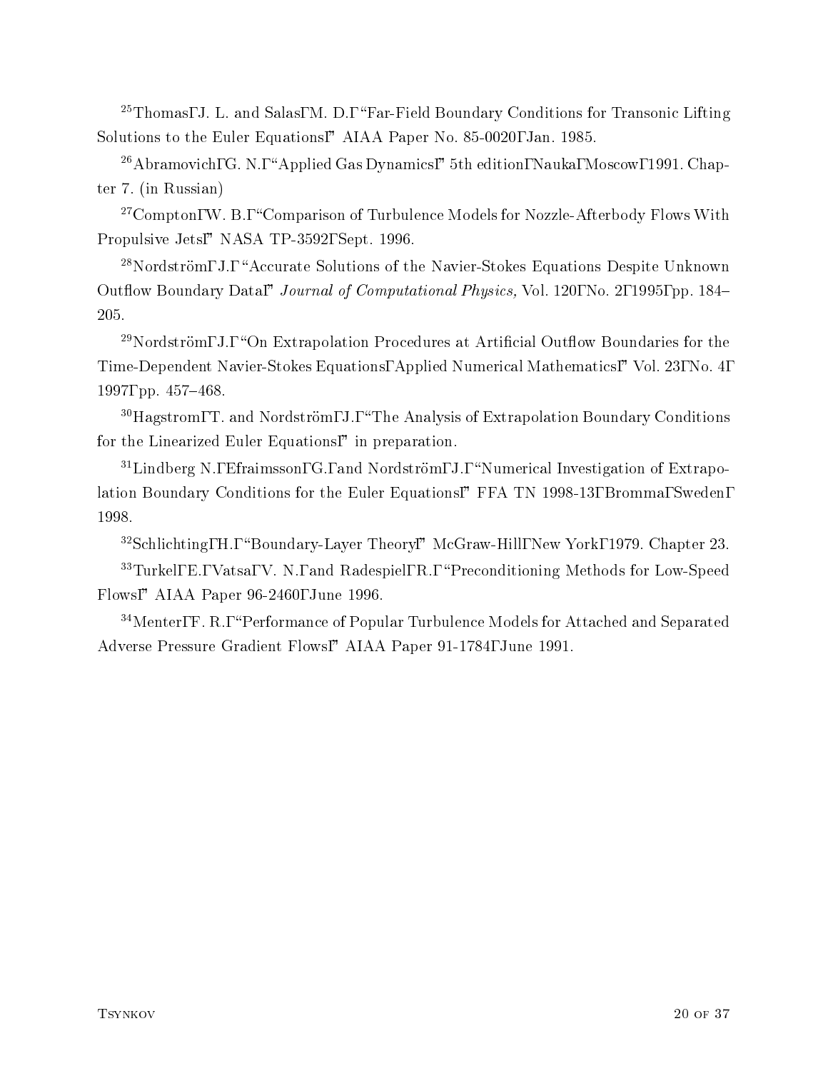[25]Thomas, J. L. and Salas, M. D., “Far-Field Boundary Conditions for Transonic Lifting Solutions to the Euler Equations,” AIAA Paper No. 85-0020, Jan. 1985.

[26]Abramovich, G. N., “Applied Gas Dynamics,” 5th edition, Nauka, Moscow, 1991. Chapter 7. (in Russian)

[27]Compton, W. B., “Comparison of Turbulence Models for Nozzle-Afterbody Flows With Propulsive Jets,” NASA TP-3592, Sept. 1996.

[28]Nordström, J., “Accurate Solutions of the Navier-Stokes Equations Despite Unknown Outflow Boundary Data,” *Journal of Computational Physics,* Vol. 120, No. 2, 1995, pp. 184–205.

[29]Nordström, J., “On Extrapolation Procedures at Artificial Outflow Boundaries for the Time-Dependent Navier-Stokes Equations, Applied Numerical Mathematics,” Vol. 23, No. 4, 1997, pp. 457–468.

[30]Hagstrom, T. and Nordström, J., “The Analysis of Extrapolation Boundary Conditions for the Linearized Euler Equations,” in preparation.

[31]Lindberg N., Efraimsson, G., and Nordström, J., “Numerical Investigation of Extrapolation Boundary Conditions for the Euler Equations,” FFA TN 1998-13, Bromma, Sweden, 1998.

[32]Schlichting, H., “Boundary-Layer Theory,” McGraw-Hill, New York, 1979. Chapter 23.

[33]Turkel, E., Vatsa, V. N., and Radespiel, R., “Preconditioning Methods for Low-Speed Flows,” AIAA Paper 96-2460, June 1996.

[34]Menter, F. R., “Performance of Popular Turbulence Models for Attached and Separated Adverse Pressure Gradient Flows,” AIAA Paper 91-1784, June 1991.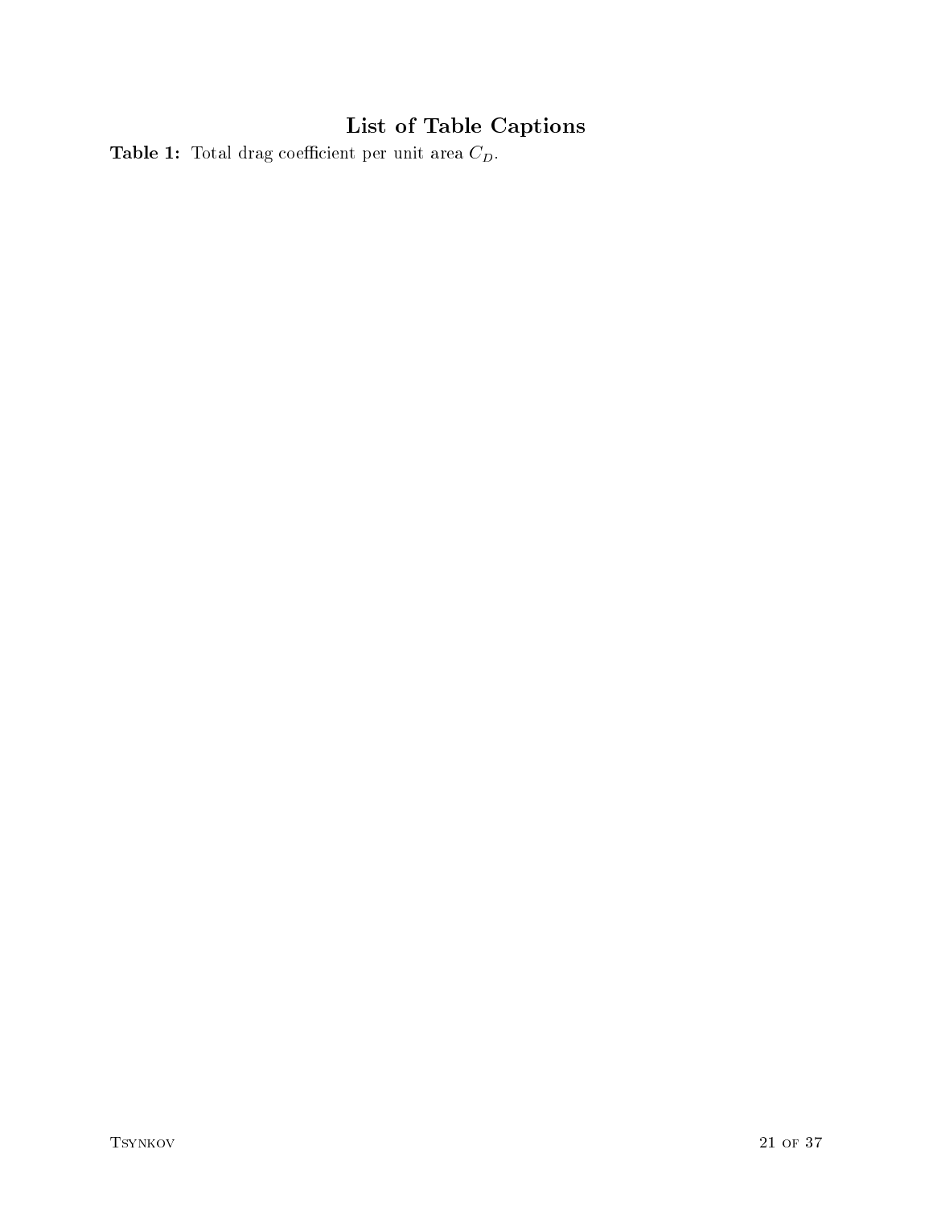# List of Table Captions

**Table 1:** Total drag coefficient per unit area $C_D$.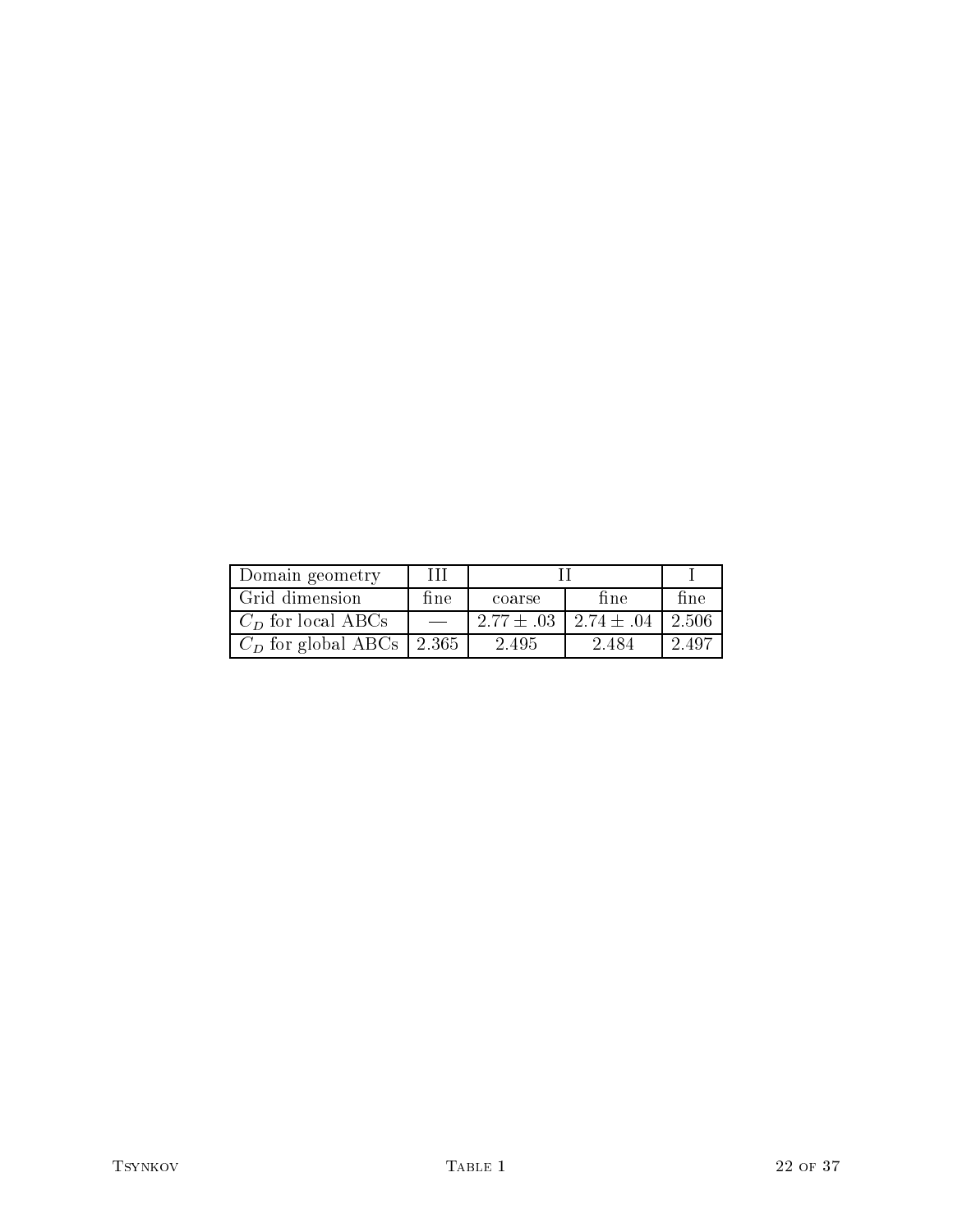| Domain geometry | III | II | | I |
|---|---|---|---|---|
| Grid dimension | fine | coarse | fine | fine |
| $C_D$ for local ABCs | — | $2.77 \pm .03$ | $2.74 \pm .04$ | 2.506 |
| $C_D$ for global ABCs | 2.365 | 2.495 | 2.484 | 2.497 |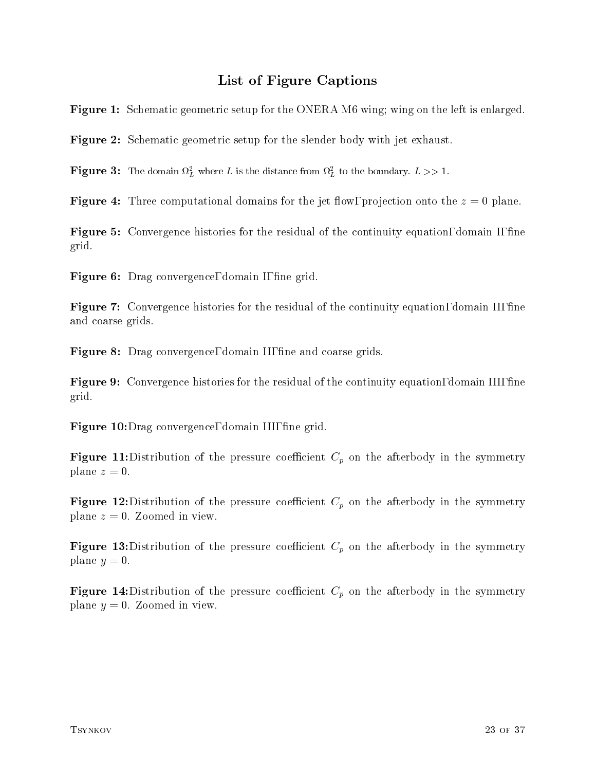## List of Figure Captions

**Figure 1:** Schematic geometric setup for the ONERA M6 wing; wing on the left is enlarged.

**Figure 2:** Schematic geometric setup for the slender body with jet exhaust.

**Figure 3:** The domain $\Omega_L^2$ where $L$ is the distance from $\Omega_L^2$ to the boundary. $L >> 1$.

**Figure 4:** Three computational domains for the jet flowΓprojection onto the $z = 0$ plane.

**Figure 5:** Convergence histories for the residual of the continuity equationΓdomain IΓfine grid.

**Figure 6:** Drag convergenceΓdomain IΓfine grid.

**Figure 7:** Convergence histories for the residual of the continuity equationΓdomain IIΓfine and coarse grids.

**Figure 8:** Drag convergenceΓdomain IIΓfine and coarse grids.

**Figure 9:** Convergence histories for the residual of the continuity equationΓdomain IIIΓfine grid.

**Figure 10:** Drag convergenceΓdomain IIIΓfine grid.

**Figure 11:** Distribution of the pressure coefficient $C_p$ on the afterbody in the symmetry plane $z = 0$.

**Figure 12:** Distribution of the pressure coefficient $C_p$ on the afterbody in the symmetry plane $z = 0$. Zoomed in view.

**Figure 13:** Distribution of the pressure coefficient $C_p$ on the afterbody in the symmetry plane $y = 0$.

**Figure 14:** Distribution of the pressure coefficient $C_p$ on the afterbody in the symmetry plane $y = 0$. Zoomed in view.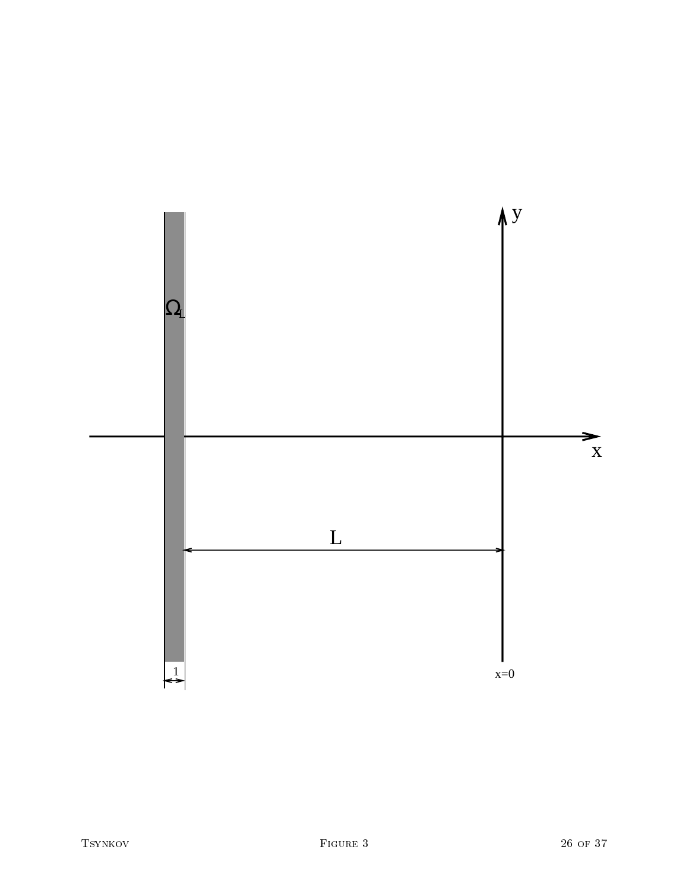Figure 3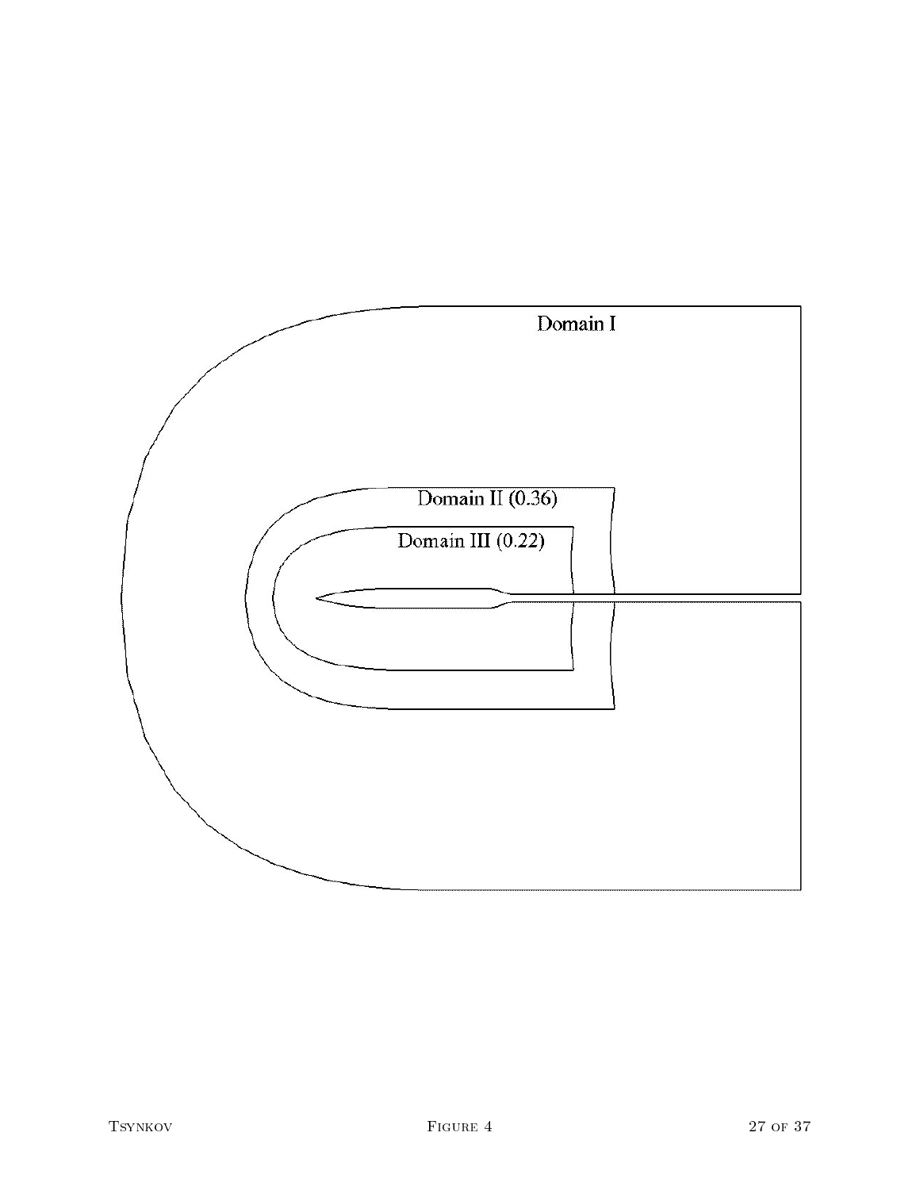Domain I

Domain II (0.36)

Domain III (0.22)

Figure 4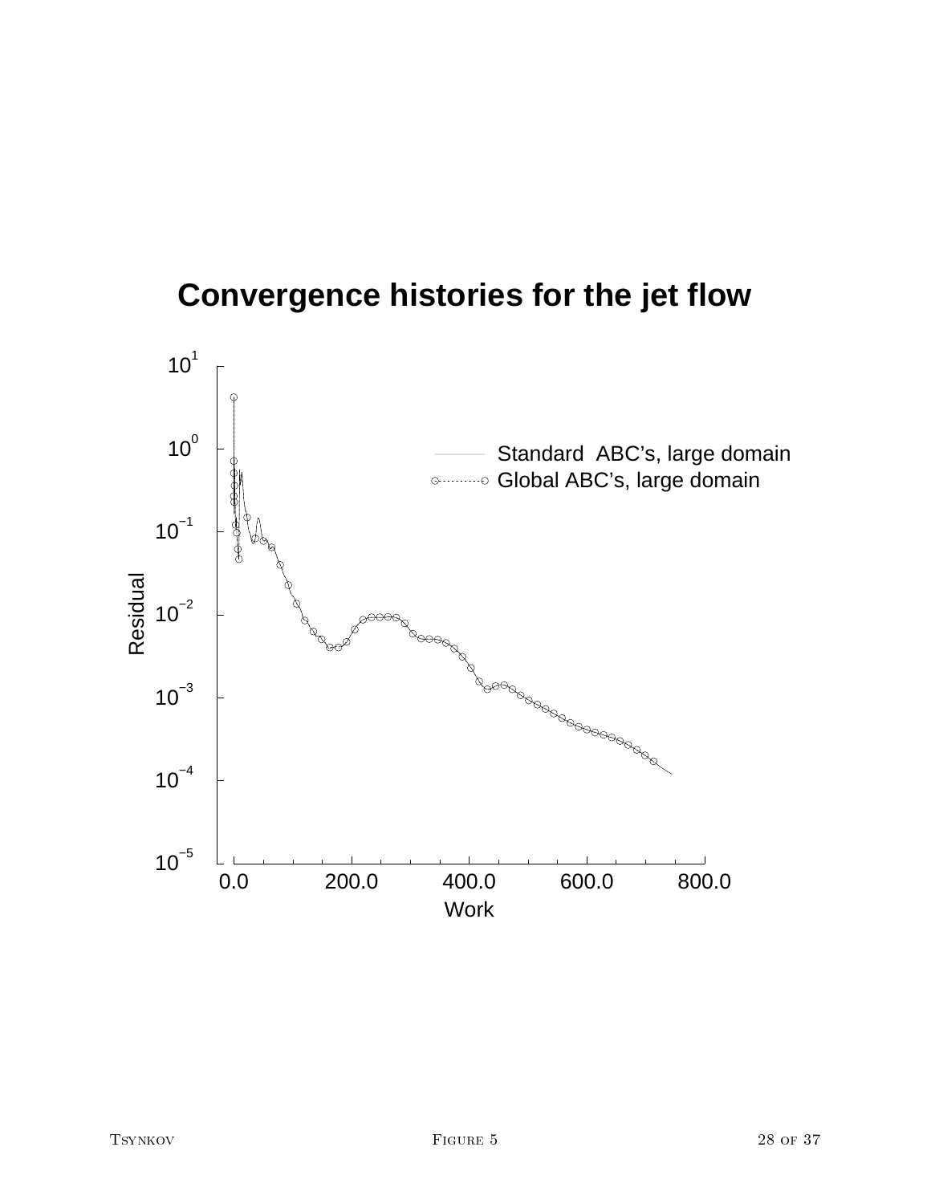# Convergence histories for the jet flow

Residual ($10^{1}$, $10^{0}$, $10^{-1}$, $10^{-2}$, $10^{-3}$, $10^{-4}$, $10^{-5}$)

Work (0.0, 200.0, 400.0, 600.0, 800.0)

Standard ABC's, large domain

Global ABC's, large domain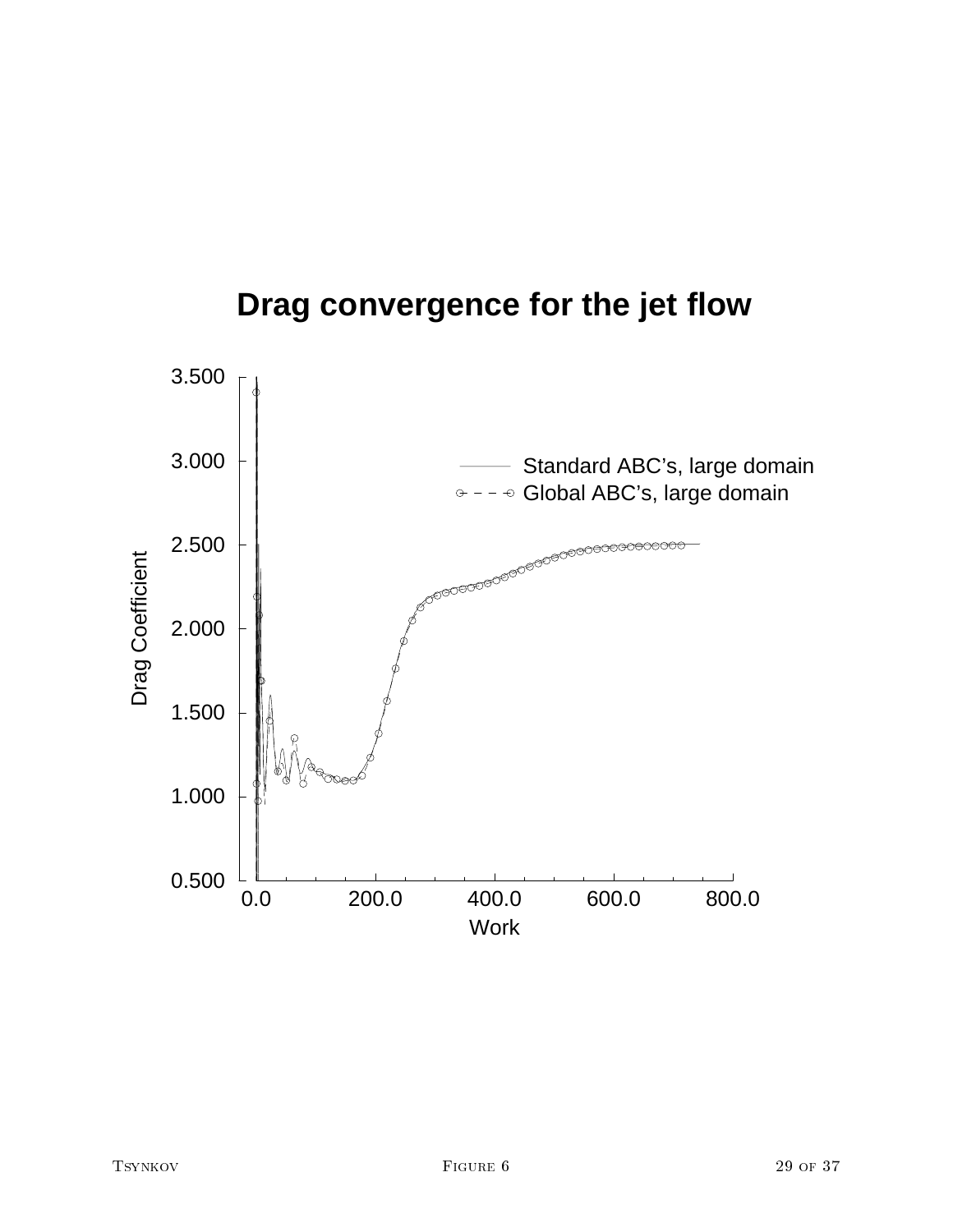# Drag convergence for the jet flow

Drag Coefficient

3.500

3.000

2.500

2.000

1.500

1.000

0.500

0.0 200.0 400.0 600.0 800.0

Work

Standard ABC's, large domain

Global ABC's, large domain

FIGURE 6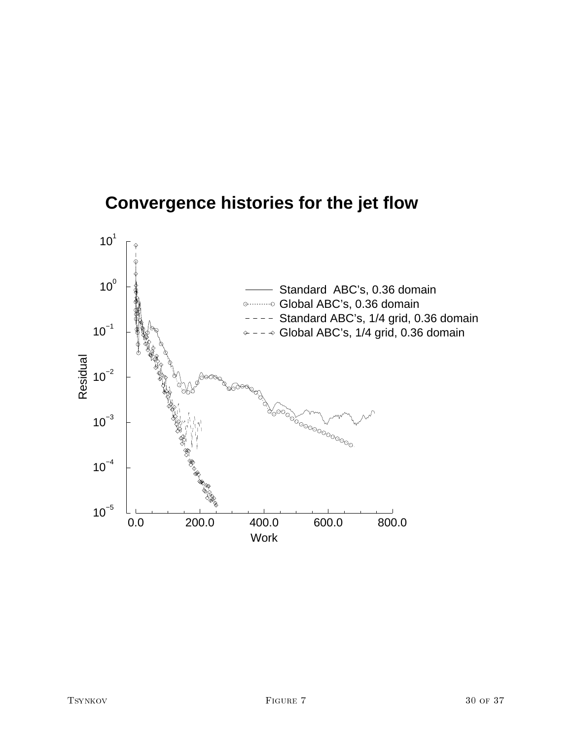# Convergence histories for the jet flow

- Standard ABC's, 0.36 domain
- Global ABC's, 0.36 domain
- Standard ABC's, 1/4 grid, 0.36 domain
- Global ABC's, 1/4 grid, 0.36 domain

Residual: $10^{1}$, $10^{0}$, $10^{-1}$, $10^{-2}$, $10^{-3}$, $10^{-4}$, $10^{-5}$

Work: 0.0, 200.0, 400.0, 600.0, 800.0

Figure 7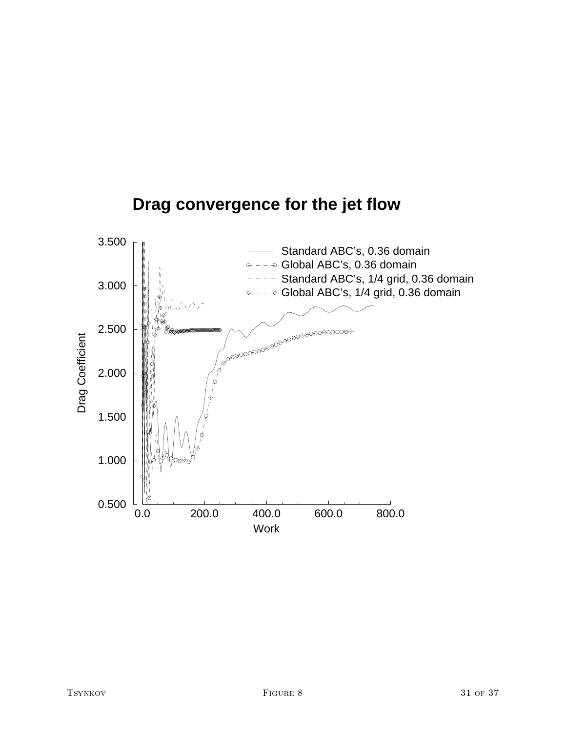**Drag convergence for the jet flow**

Standard ABC's, 0.36 domain
Global ABC's, 0.36 domain
Standard ABC's, 1/4 grid, 0.36 domain
Global ABC's, 1/4 grid, 0.36 domain

Drag Coefficient

Work

Figure 8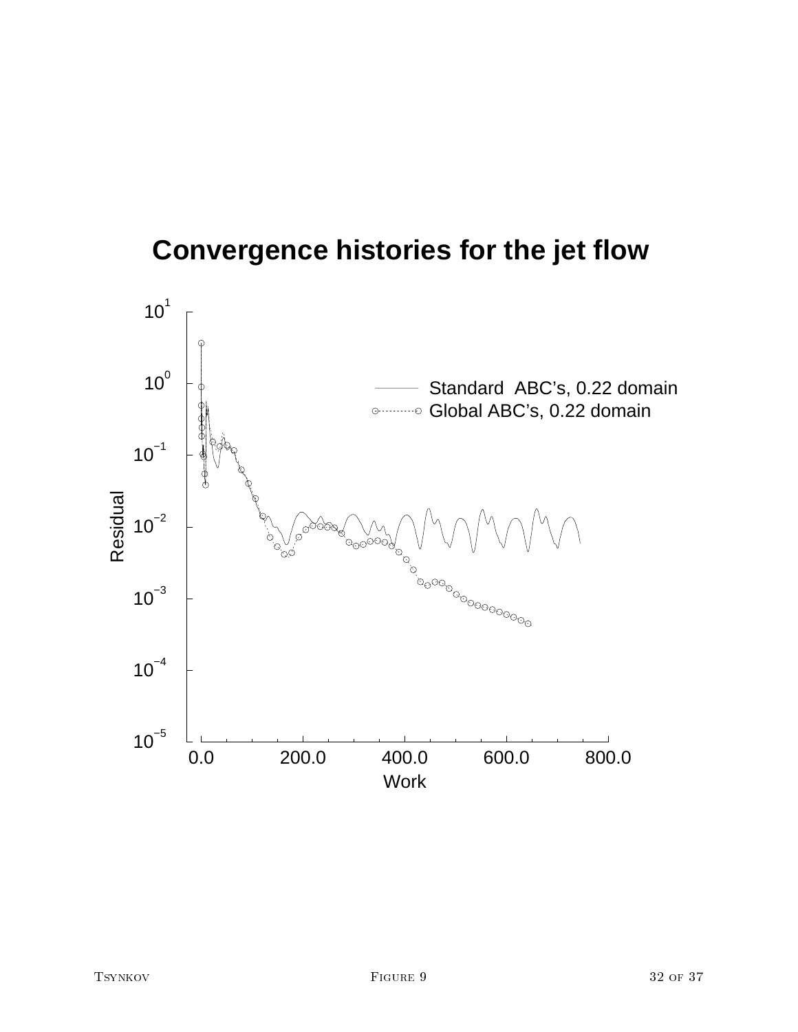# Convergence histories for the jet flow

Standard ABC's, 0.22 domain

Global ABC's, 0.22 domain

Residual

Work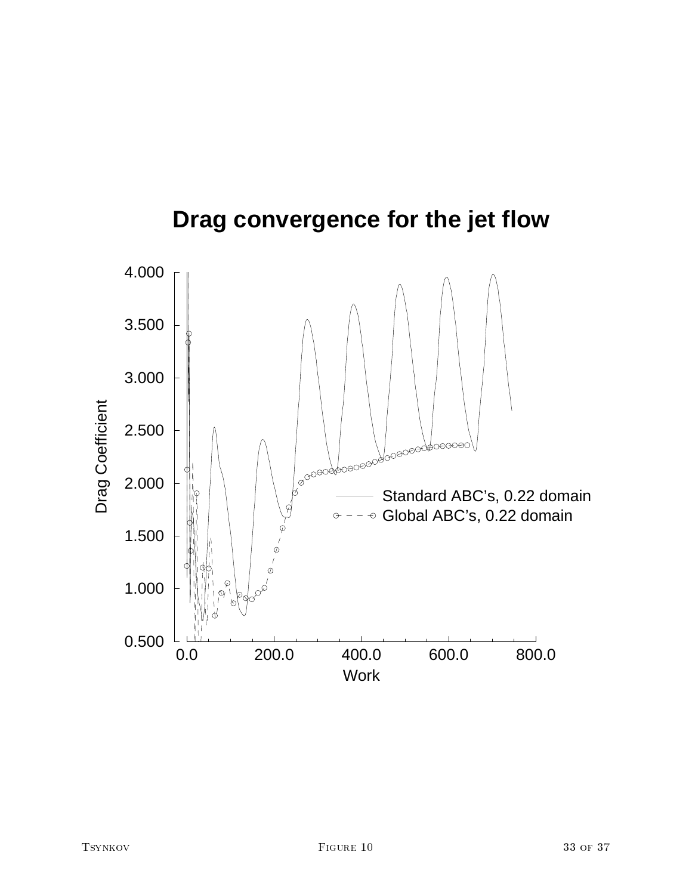# Drag convergence for the jet flow

Drag Coefficient

4.000
3.500
3.000
2.500
2.000
1.500
1.000
0.500

0.0 200.0 400.0 600.0 800.0

Work

Standard ABC's, 0.22 domain

Global ABC's, 0.22 domain

Figure 10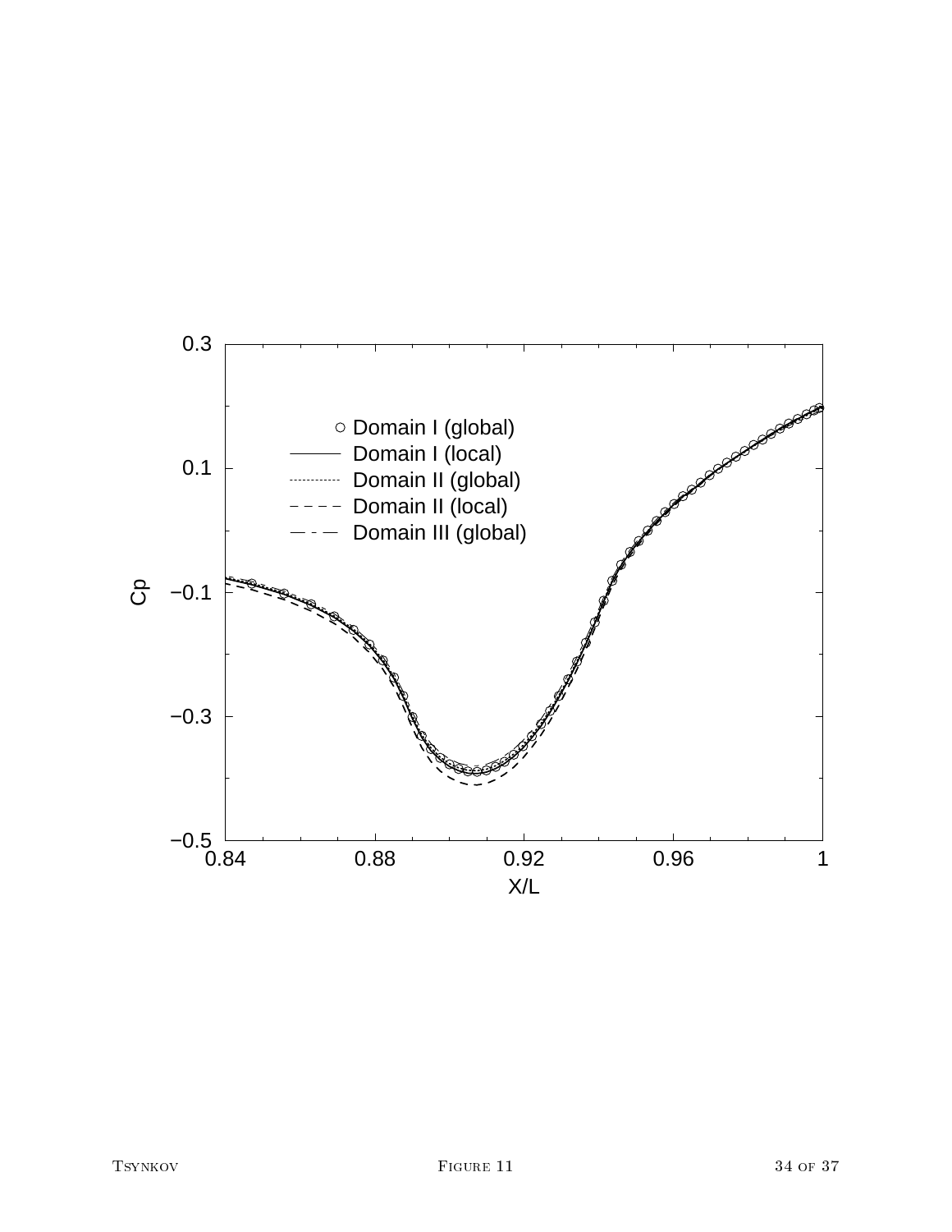Figure 11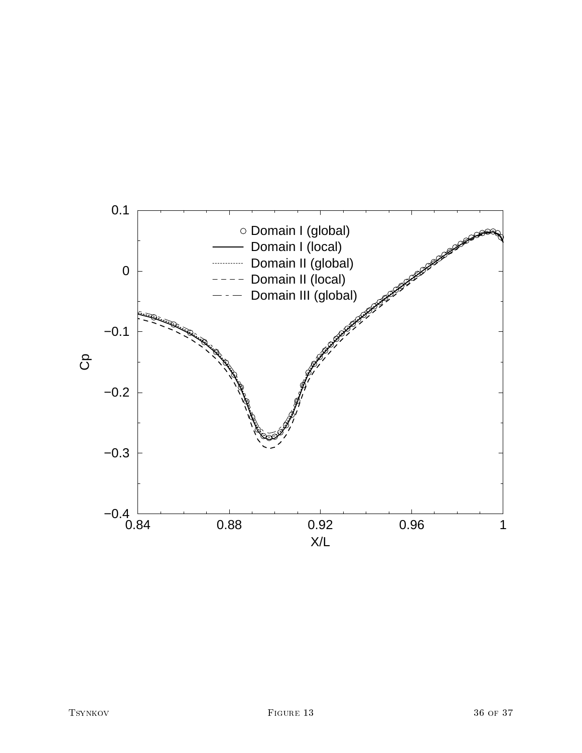Domain I (global)
Domain I (local)
Domain II (global)
Domain II (local)
Domain III (global)

Cp

X/L

Figure 13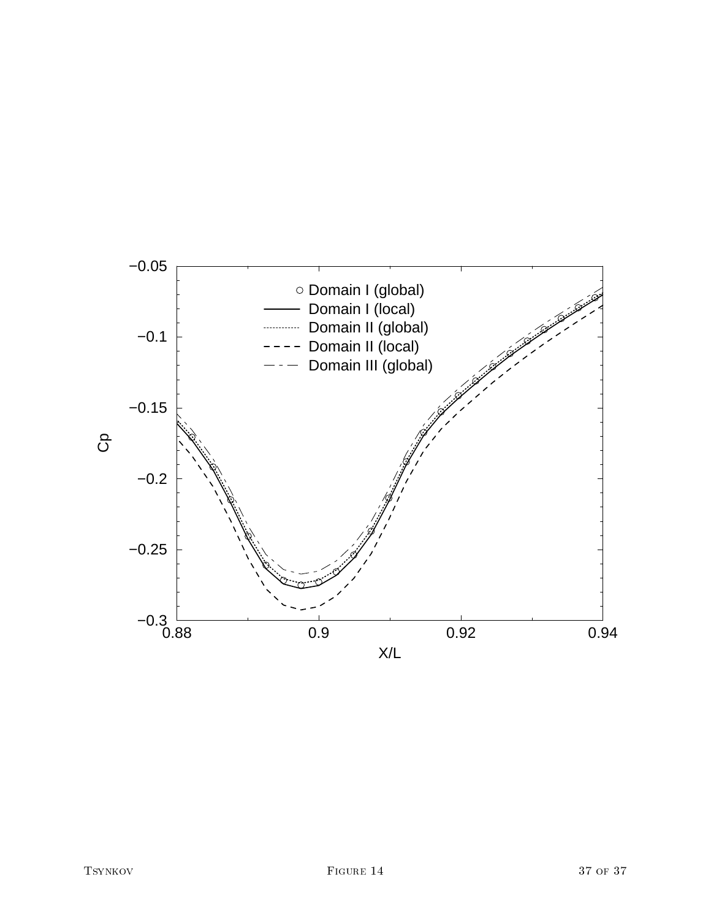−0.05

−0.1

−0.15

−0.2

−0.25

−0.3

Cp

0.88

0.9

0.92

0.94

X/L

○ Domain I (global)

Domain I (local)

Domain II (global)

Domain II (local)

Domain III (global)